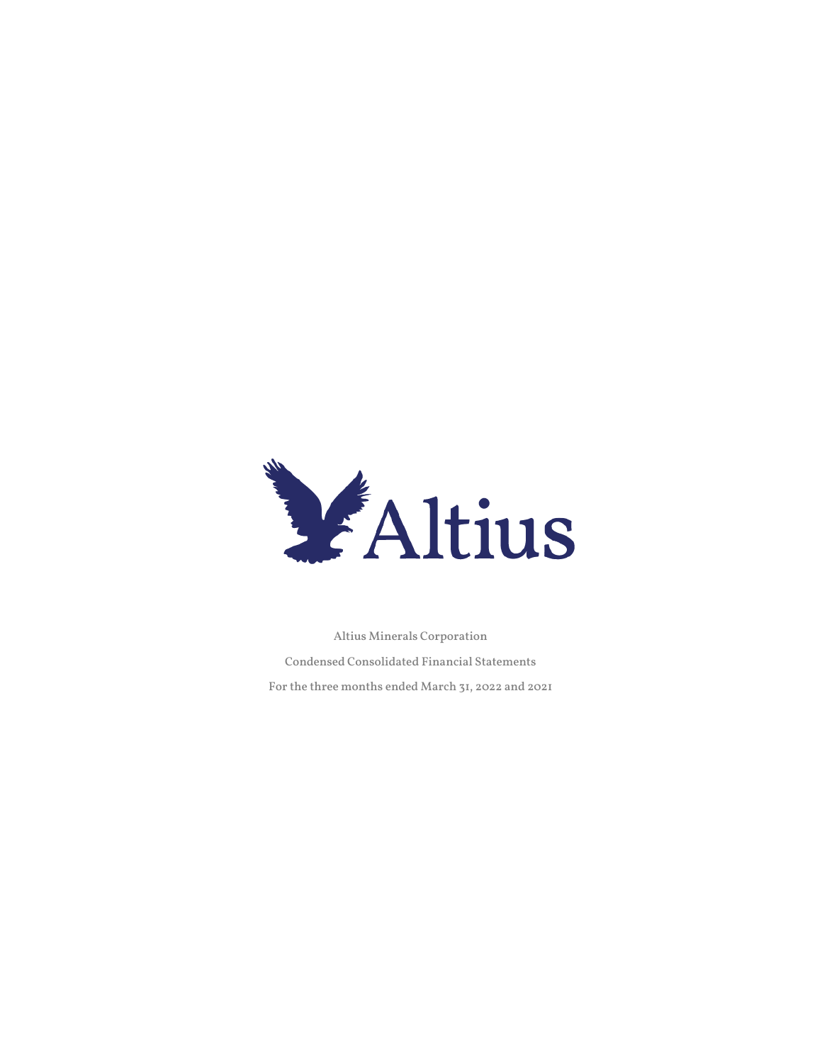Altius

Altius Minerals Corporation

Condensed Consolidated Financial Statements

For the three months ended March 31, 2022 and 2021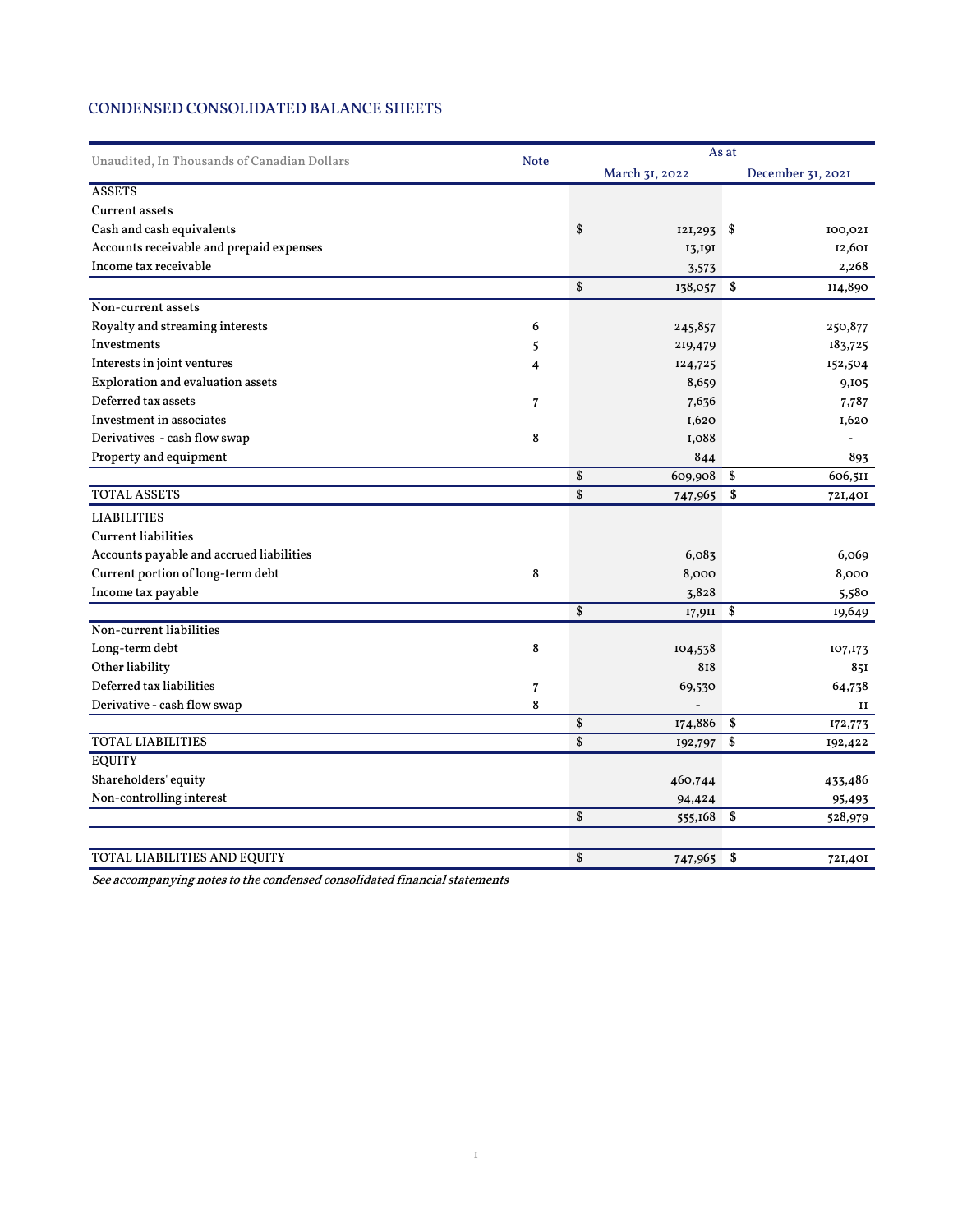## CONDENSED CONSOLIDATED BALANCE SHEETS

| Unaudited, In Thousands of Canadian Dollars | Note | As at March 31, 2022 | As at December 31, 2021 |
|---|---|---|---|
| **ASSETS** | | | |
| Current assets | | | |
| Cash and cash equivalents | | $ 121,293 | $ 100,021 |
| Accounts receivable and prepaid expenses | | 13,191 | 12,601 |
| Income tax receivable | | 3,573 | 2,268 |
| | | $ 138,057 | $ 114,890 |
| Non-current assets | | | |
| Royalty and streaming interests | 6 | 245,857 | 250,877 |
| Investments | 5 | 219,479 | 183,725 |
| Interests in joint ventures | 4 | 124,725 | 152,504 |
| Exploration and evaluation assets | | 8,659 | 9,105 |
| Deferred tax assets | 7 | 7,636 | 7,787 |
| Investment in associates | | 1,620 | 1,620 |
| Derivatives - cash flow swap | 8 | 1,088 | - |
| Property and equipment | | 844 | 893 |
| | | $ 609,908 | $ 606,511 |
| **TOTAL ASSETS** | | $ 747,965 | $ 721,401 |
| **LIABILITIES** | | | |
| Current liabilities | | | |
| Accounts payable and accrued liabilities | | 6,083 | 6,069 |
| Current portion of long-term debt | 8 | 8,000 | 8,000 |
| Income tax payable | | 3,828 | 5,580 |
| | | $ 17,911 | $ 19,649 |
| Non-current liabilities | | | |
| Long-term debt | 8 | 104,538 | 107,173 |
| Other liability | | 818 | 851 |
| Deferred tax liabilities | 7 | 69,530 | 64,738 |
| Derivative - cash flow swap | 8 | - | 11 |
| | | $ 174,886 | $ 172,773 |
| **TOTAL LIABILITIES** | | $ 192,797 | $ 192,422 |
| **EQUITY** | | | |
| Shareholders' equity | | 460,744 | 433,486 |
| Non-controlling interest | | 94,424 | 95,493 |
| | | $ 555,168 | $ 528,979 |
| | | | |
| **TOTAL LIABILITIES AND EQUITY** | | $ 747,965 | $ 721,401 |

*See accompanying notes to the condensed consolidated financial statements*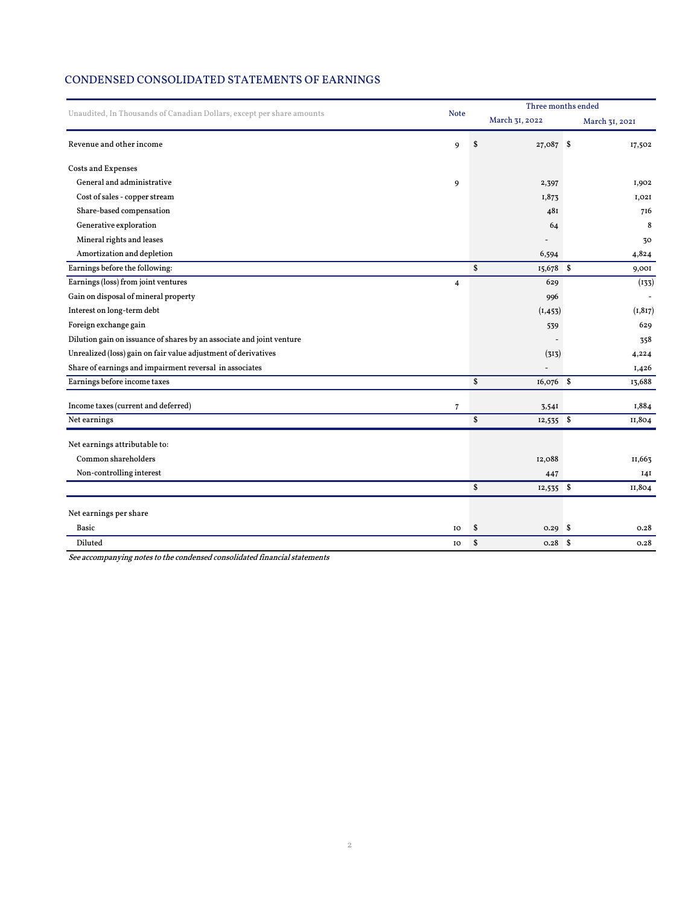## CONDENSED CONSOLIDATED STATEMENTS OF EARNINGS

| Unaudited, In Thousands of Canadian Dollars, except per share amounts | Note | Three months ended March 31, 2022 | Three months ended March 31, 2021 |
|---|---|---|---|
| Revenue and other income | 9 | $ 27,087 | $ 17,502 |
| Costs and Expenses | | | |
| General and administrative | 9 | 2,397 | 1,902 |
| Cost of sales - copper stream | | 1,873 | 1,021 |
| Share-based compensation | | 481 | 716 |
| Generative exploration | | 64 | 8 |
| Mineral rights and leases | | - | 30 |
| Amortization and depletion | | 6,594 | 4,824 |
| Earnings before the following: | | $ 15,678 | $ 9,001 |
| Earnings (loss) from joint ventures | 4 | 629 | (133) |
| Gain on disposal of mineral property | | 996 | - |
| Interest on long-term debt | | (1,453) | (1,817) |
| Foreign exchange gain | | 539 | 629 |
| Dilution gain on issuance of shares by an associate and joint venture | | - | 358 |
| Unrealized (loss) gain on fair value adjustment of derivatives | | (313) | 4,224 |
| Share of earnings and impairment reversal in associates | | - | 1,426 |
| Earnings before income taxes | | $ 16,076 | $ 13,688 |
| Income taxes (current and deferred) | 7 | 3,541 | 1,884 |
| Net earnings | | $ 12,535 | $ 11,804 |
| Net earnings attributable to: | | | |
| Common shareholders | | 12,088 | 11,663 |
| Non-controlling interest | | 447 | 141 |
| | | $ 12,535 | $ 11,804 |
| Net earnings per share | | | |
| Basic | 10 | $ 0.29 | $ 0.28 |
| Diluted | 10 | $ 0.28 | $ 0.28 |

*See accompanying notes to the condensed consolidated financial statements*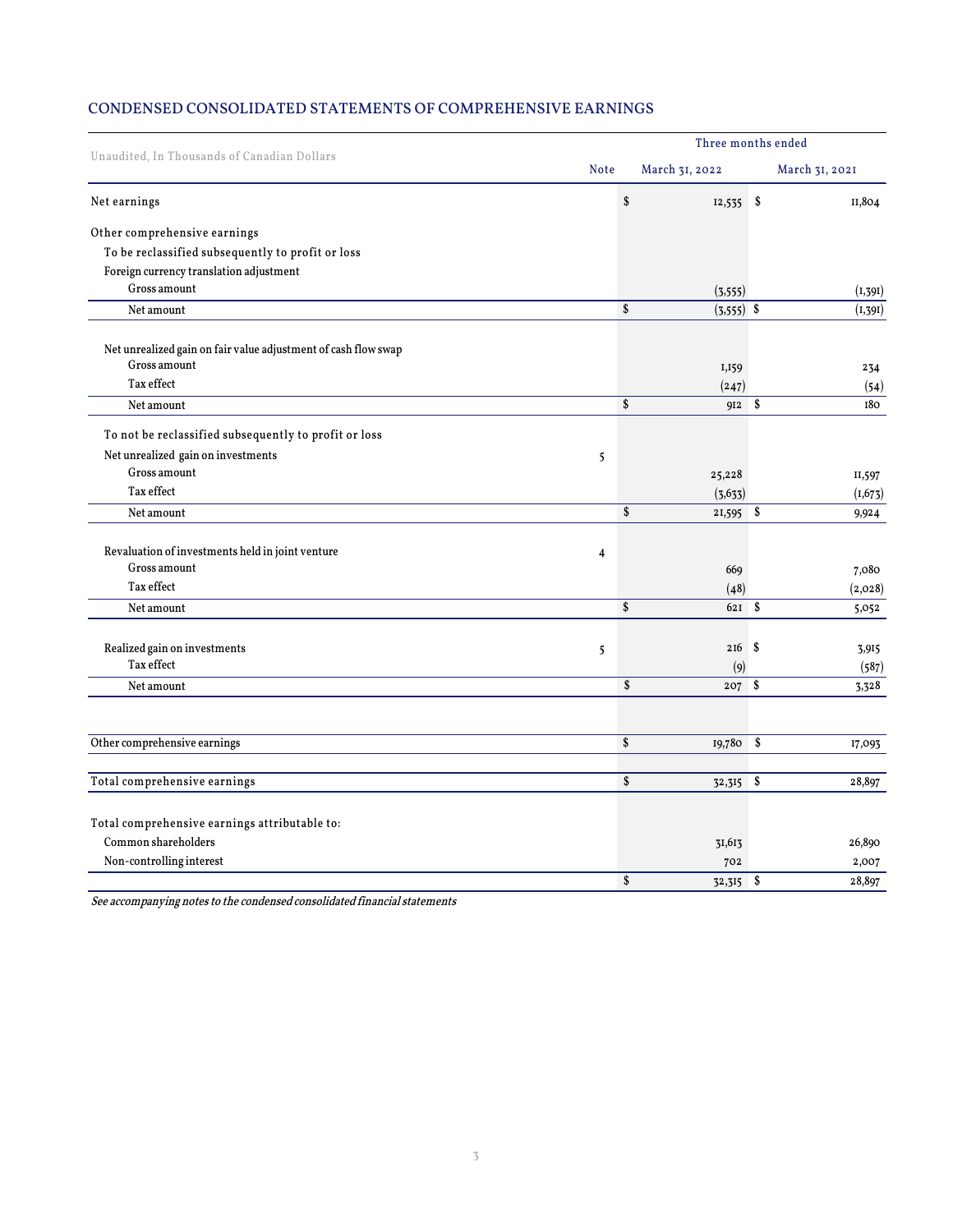## CONDENSED CONSOLIDATED STATEMENTS OF COMPREHENSIVE EARNINGS

| Unaudited, In Thousands of Canadian Dollars | Note | Three months ended March 31, 2022 | March 31, 2021 |
|---|---|---|---|
| Net earnings | | $ 12,535 | $ 11,804 |
| Other comprehensive earnings | | | |
| To be reclassified subsequently to profit or loss | | | |
| Foreign currency translation adjustment | | | |
| Gross amount | | (3,555) | (1,391) |
| Net amount | | $ (3,555) | $ (1,391) |
| Net unrealized gain on fair value adjustment of cash flow swap | | | |
| Gross amount | | 1,159 | 234 |
| Tax effect | | (247) | (54) |
| Net amount | | $ 912 | $ 180 |
| To not be reclassified subsequently to profit or loss | | | |
| Net unrealized gain on investments | 5 | | |
| Gross amount | | 25,228 | 11,597 |
| Tax effect | | (3,633) | (1,673) |
| Net amount | | $ 21,595 | $ 9,924 |
| Revaluation of investments held in joint venture | 4 | | |
| Gross amount | | 669 | 7,080 |
| Tax effect | | (48) | (2,028) |
| Net amount | | $ 621 | $ 5,052 |
| Realized gain on investments | 5 | 216 | $ 3,915 |
| Tax effect | | (9) | (587) |
| Net amount | | $ 207 | $ 3,328 |
| Other comprehensive earnings | | $ 19,780 | $ 17,093 |
| Total comprehensive earnings | | $ 32,315 | $ 28,897 |
| Total comprehensive earnings attributable to: | | | |
| Common shareholders | | 31,613 | 26,890 |
| Non-controlling interest | | 702 | 2,007 |
| | | $ 32,315 | $ 28,897 |

*See accompanying notes to the condensed consolidated financial statements*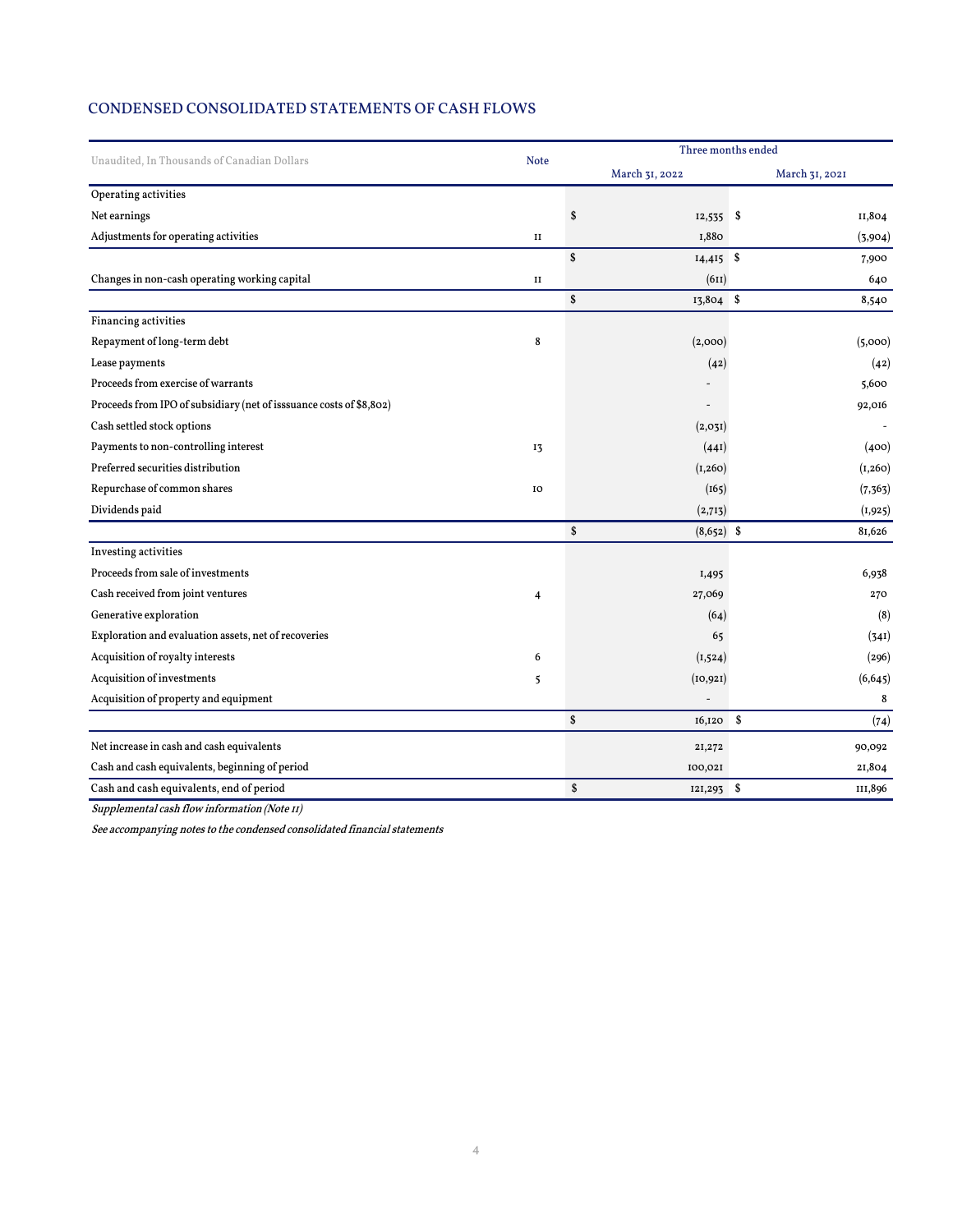## CONDENSED CONSOLIDATED STATEMENTS OF CASH FLOWS

| Unaudited, In Thousands of Canadian Dollars | Note | Three months ended March 31, 2022 | Three months ended March 31, 2021 |
|---|---|---|---|
| **Operating activities** | | | |
| Net earnings | | $ 12,535 | $ 11,804 |
| Adjustments for operating activities | 11 | 1,880 | (3,904) |
| | | $ 14,415 | $ 7,900 |
| Changes in non-cash operating working capital | 11 | (611) | 640 |
| | | $ 13,804 | $ 8,540 |
| **Financing activities** | | | |
| Repayment of long-term debt | 8 | (2,000) | (5,000) |
| Lease payments | | (42) | (42) |
| Proceeds from exercise of warrants | | - | 5,600 |
| Proceeds from IPO of subsidiary (net of isssuance costs of $8,802) | | - | 92,016 |
| Cash settled stock options | | (2,031) | - |
| Payments to non-controlling interest | 13 | (441) | (400) |
| Preferred securities distribution | | (1,260) | (1,260) |
| Repurchase of common shares | 10 | (165) | (7,363) |
| Dividends paid | | (2,713) | (1,925) |
| | | $ (8,652) | $ 81,626 |
| **Investing activities** | | | |
| Proceeds from sale of investments | | 1,495 | 6,938 |
| Cash received from joint ventures | 4 | 27,069 | 270 |
| Generative exploration | | (64) | (8) |
| Exploration and evaluation assets, net of recoveries | | 65 | (341) |
| Acquisition of royalty interests | 6 | (1,524) | (296) |
| Acquisition of investments | 5 | (10,921) | (6,645) |
| Acquisition of property and equipment | | - | 8 |
| | | $ 16,120 | $ (74) |
| Net increase in cash and cash equivalents | | 21,272 | 90,092 |
| Cash and cash equivalents, beginning of period | | 100,021 | 21,804 |
| Cash and cash equivalents, end of period | | $ 121,293 | $ 111,896 |

*Supplemental cash flow information (Note 11)*

*See accompanying notes to the condensed consolidated financial statements*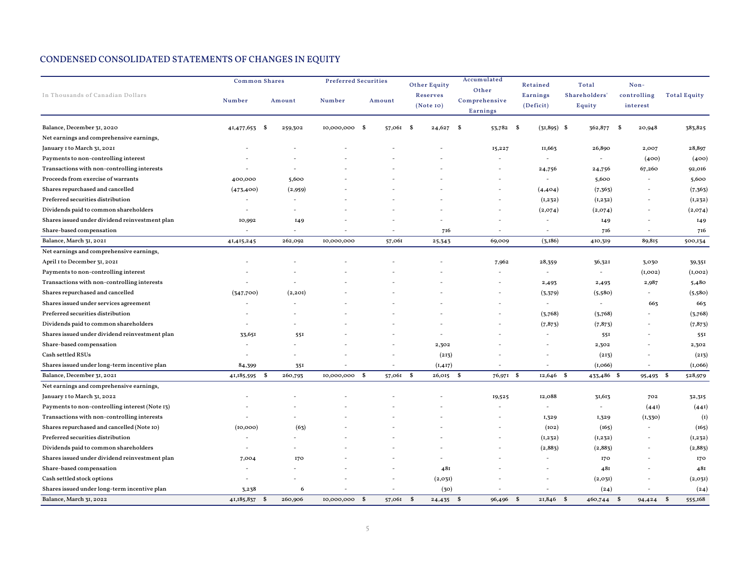## CONDENSED CONSOLIDATED STATEMENTS OF CHANGES IN EQUITY

| In Thousands of Canadian Dollars | Common Shares | | Preferred Securities | | Other Equity Reserves (Note 10) | Accumulated Other Comprehensive Earnings | Retained Earnings (Deficit) | Total Shareholders' Equity | Non-controlling interest | Total Equity |
|---|---|---|---|---|---|---|---|---|---|---|
| | Number | Amount | Number | Amount | | | | | | |
| Balance, December 31, 2020 | 41,477,653 | $ 259,302 | 10,000,000 | $ 57,061 | $ 24,627 | $ 53,782 | $ (31,895) | $ 362,877 | $ 20,948 | 383,825 |
| Net earnings and comprehensive earnings, | | | | | | | | | | |
| January 1 to March 31, 2021 | - | - | - | - | - | 15,227 | 11,663 | 26,890 | 2,007 | 28,897 |
| Payments to non-controlling interest | - | - | - | - | - | - | - | - | (400) | (400) |
| Transactions with non-controlling interests | - | - | - | - | - | - | 24,756 | 24,756 | 67,260 | 92,016 |
| Proceeds from exercise of warrants | 400,000 | 5,600 | - | - | - | - | - | 5,600 | - | 5,600 |
| Shares repurchased and cancelled | (473,400) | (2,959) | - | - | - | - | (4,404) | (7,363) | - | (7,363) |
| Preferred securities distribution | - | - | - | - | - | - | (1,232) | (1,232) | - | (1,232) |
| Dividends paid to common shareholders | - | - | - | - | - | - | (2,074) | (2,074) | - | (2,074) |
| Shares issued under dividend reinvestment plan | 10,992 | 149 | - | - | - | - | - | 149 | - | 149 |
| Share-based compensation | - | - | - | - | 716 | - | - | 716 | - | 716 |
| Balance, March 31, 2021 | 41,415,245 | 262,092 | 10,000,000 | 57,061 | 25,343 | 69,009 | (3,186) | 410,319 | 89,815 | 500,134 |
| Net earnings and comprehensive earnings, | | | | | | | | | | |
| April 1 to December 31, 2021 | - | - | - | - | - | 7,962 | 28,359 | 36,321 | 3,030 | 39,351 |
| Payments to non-controlling interest | - | - | - | - | - | - | - | - | (1,002) | (1,002) |
| Transactions with non-controlling interests | - | - | - | - | - | - | 2,493 | 2,493 | 2,987 | 5,480 |
| Shares repurchased and cancelled | (347,700) | (2,201) | - | - | - | - | (3,379) | (5,580) | - | (5,580) |
| Shares issued under services agreement | - | - | - | - | - | - | - | - | 663 | 663 |
| Preferred securities distribution | - | - | - | - | - | - | (3,768) | (3,768) | - | (3,768) |
| Dividends paid to common shareholders | - | - | - | - | - | - | (7,873) | (7,873) | - | (7,873) |
| Shares issued under dividend reinvestment plan | 33,651 | 551 | - | - | - | - | - | 551 | - | 551 |
| Share-based compensation | - | - | - | - | 2,302 | - | - | 2,302 | - | 2,302 |
| Cash settled RSUs | - | - | - | - | (213) | - | - | (213) | - | (213) |
| Shares issued under long-term incentive plan | 84,399 | 351 | - | - | (1,417) | - | - | (1,066) | - | (1,066) |
| Balance, December 31, 2021 | 41,185,595 | $ 260,793 | 10,000,000 | $ 57,061 | $ 26,015 | $ 76,971 | $ 12,646 | $ 433,486 | $ 95,493 | $ 528,979 |
| Net earnings and comprehensive earnings, | | | | | | | | | | |
| January 1 to March 31, 2022 | - | - | - | - | - | 19,525 | 12,088 | 31,613 | 702 | 32,315 |
| Payments to non-controlling interest (Note 13) | - | - | - | - | - | - | - | - | (441) | (441) |
| Transactions with non-controlling interests | - | - | - | - | - | - | 1,329 | 1,329 | (1,330) | (1) |
| Shares repurchased and cancelled (Note 10) | (10,000) | (63) | - | - | - | - | (102) | (165) | - | (165) |
| Preferred securities distribution | - | - | - | - | - | - | (1,232) | (1,232) | - | (1,232) |
| Dividends paid to common shareholders | - | - | - | - | - | - | (2,883) | (2,883) | - | (2,883) |
| Shares issued under dividend reinvestment plan | 7,004 | 170 | - | - | - | - | - | 170 | - | 170 |
| Share-based compensation | - | - | - | - | 481 | - | - | 481 | - | 481 |
| Cash settled stock options | - | - | - | - | (2,031) | - | - | (2,031) | - | (2,031) |
| Shares issued under long-term incentive plan | 3,238 | 6 | - | - | (30) | - | - | (24) | - | (24) |
| Balance, March 31, 2022 | 41,185,837 | $ 260,906 | 10,000,000 | $ 57,061 | $ 24,435 | $ 96,496 | $ 21,846 | $ 460,744 | $ 94,424 | $ 555,168 |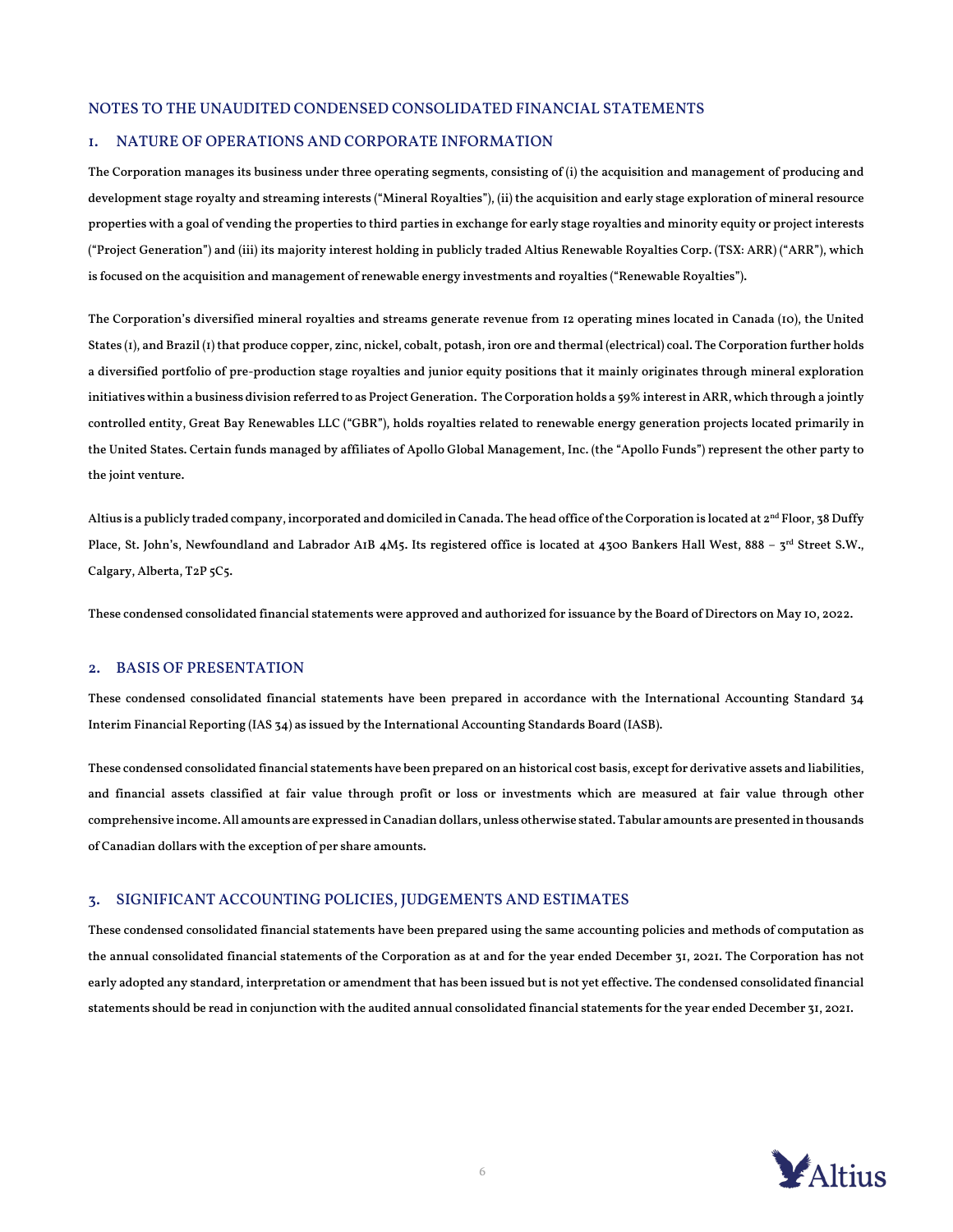## NOTES TO THE UNAUDITED CONDENSED CONSOLIDATED FINANCIAL STATEMENTS

### 1. NATURE OF OPERATIONS AND CORPORATE INFORMATION

The Corporation manages its business under three operating segments, consisting of (i) the acquisition and management of producing and development stage royalty and streaming interests ("Mineral Royalties"), (ii) the acquisition and early stage exploration of mineral resource properties with a goal of vending the properties to third parties in exchange for early stage royalties and minority equity or project interests ("Project Generation") and (iii) its majority interest holding in publicly traded Altius Renewable Royalties Corp. (TSX: ARR) ("ARR"), which is focused on the acquisition and management of renewable energy investments and royalties ("Renewable Royalties").

The Corporation's diversified mineral royalties and streams generate revenue from 12 operating mines located in Canada (10), the United States (1), and Brazil (1) that produce copper, zinc, nickel, cobalt, potash, iron ore and thermal (electrical) coal. The Corporation further holds a diversified portfolio of pre-production stage royalties and junior equity positions that it mainly originates through mineral exploration initiatives within a business division referred to as Project Generation. The Corporation holds a 59% interest in ARR, which through a jointly controlled entity, Great Bay Renewables LLC ("GBR"), holds royalties related to renewable energy generation projects located primarily in the United States. Certain funds managed by affiliates of Apollo Global Management, Inc. (the "Apollo Funds") represent the other party to the joint venture.

Altius is a publicly traded company, incorporated and domiciled in Canada. The head office of the Corporation is located at 2nd Floor, 38 Duffy Place, St. John's, Newfoundland and Labrador A1B 4M5. Its registered office is located at 4300 Bankers Hall West, 888 – 3rd Street S.W., Calgary, Alberta, T2P 5C5.

These condensed consolidated financial statements were approved and authorized for issuance by the Board of Directors on May 10, 2022.

### 2. BASIS OF PRESENTATION

These condensed consolidated financial statements have been prepared in accordance with the International Accounting Standard 34 Interim Financial Reporting (IAS 34) as issued by the International Accounting Standards Board (IASB).

These condensed consolidated financial statements have been prepared on an historical cost basis, except for derivative assets and liabilities, and financial assets classified at fair value through profit or loss or investments which are measured at fair value through other comprehensive income. All amounts are expressed in Canadian dollars, unless otherwise stated. Tabular amounts are presented in thousands of Canadian dollars with the exception of per share amounts.

### 3. SIGNIFICANT ACCOUNTING POLICIES, JUDGEMENTS AND ESTIMATES

These condensed consolidated financial statements have been prepared using the same accounting policies and methods of computation as the annual consolidated financial statements of the Corporation as at and for the year ended December 31, 2021. The Corporation has not early adopted any standard, interpretation or amendment that has been issued but is not yet effective. The condensed consolidated financial statements should be read in conjunction with the audited annual consolidated financial statements for the year ended December 31, 2021.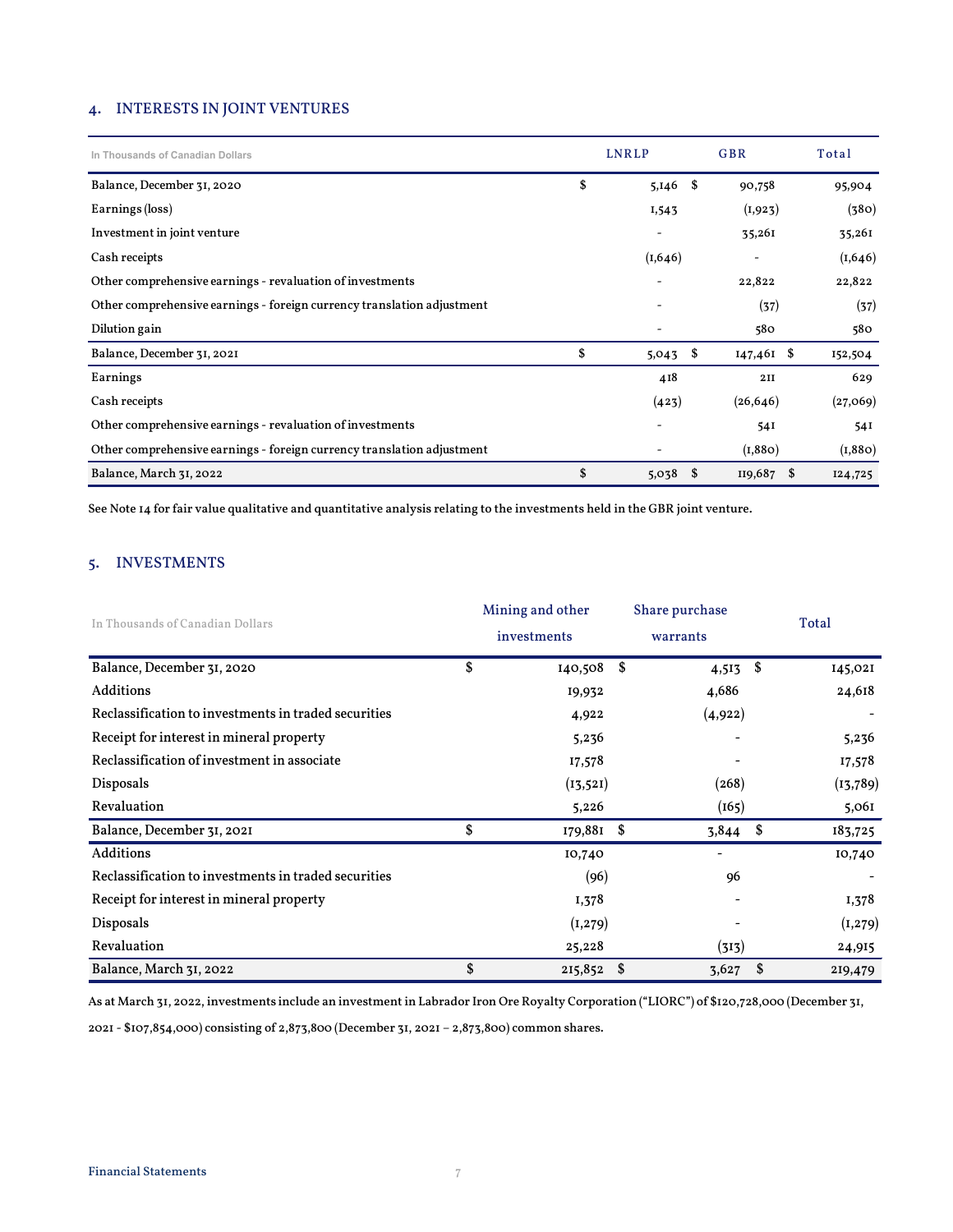## 4. INTERESTS IN JOINT VENTURES

| In Thousands of Canadian Dollars | LNRLP | GBR | Total |
|---|---|---|---|
| Balance, December 31, 2020 | $ 5,146 | $ 90,758 | 95,904 |
| Earnings (loss) | 1,543 | (1,923) | (380) |
| Investment in joint venture | - | 35,261 | 35,261 |
| Cash receipts | (1,646) | - | (1,646) |
| Other comprehensive earnings - revaluation of investments | - | 22,822 | 22,822 |
| Other comprehensive earnings - foreign currency translation adjustment | - | (37) | (37) |
| Dilution gain | - | 580 | 580 |
| Balance, December 31, 2021 | $ 5,043 | $ 147,461 | $ 152,504 |
| Earnings | 418 | 211 | 629 |
| Cash receipts | (423) | (26,646) | (27,069) |
| Other comprehensive earnings - revaluation of investments | - | 541 | 541 |
| Other comprehensive earnings - foreign currency translation adjustment | - | (1,880) | (1,880) |
| Balance, March 31, 2022 | $ 5,038 | $ 119,687 | $ 124,725 |

See Note 14 for fair value qualitative and quantitative analysis relating to the investments held in the GBR joint venture.

## 5. INVESTMENTS

| In Thousands of Canadian Dollars | Mining and other investments | Share purchase warrants | Total |
|---|---|---|---|
| Balance, December 31, 2020 | $ 140,508 | $ 4,513 | $ 145,021 |
| Additions | 19,932 | 4,686 | 24,618 |
| Reclassification to investments in traded securities | 4,922 | (4,922) | - |
| Receipt for interest in mineral property | 5,236 | - | 5,236 |
| Reclassification of investment in associate | 17,578 | - | 17,578 |
| Disposals | (13,521) | (268) | (13,789) |
| Revaluation | 5,226 | (165) | 5,061 |
| Balance, December 31, 2021 | $ 179,881 | $ 3,844 | $ 183,725 |
| Additions | 10,740 | - | 10,740 |
| Reclassification to investments in traded securities | (96) | 96 | - |
| Receipt for interest in mineral property | 1,378 | - | 1,378 |
| Disposals | (1,279) | - | (1,279) |
| Revaluation | 25,228 | (313) | 24,915 |
| Balance, March 31, 2022 | $ 215,852 | $ 3,627 | $ 219,479 |

As at March 31, 2022, investments include an investment in Labrador Iron Ore Royalty Corporation ("LIORC") of $120,728,000 (December 31, 2021 - $107,854,000) consisting of 2,873,800 (December 31, 2021 – 2,873,800) common shares.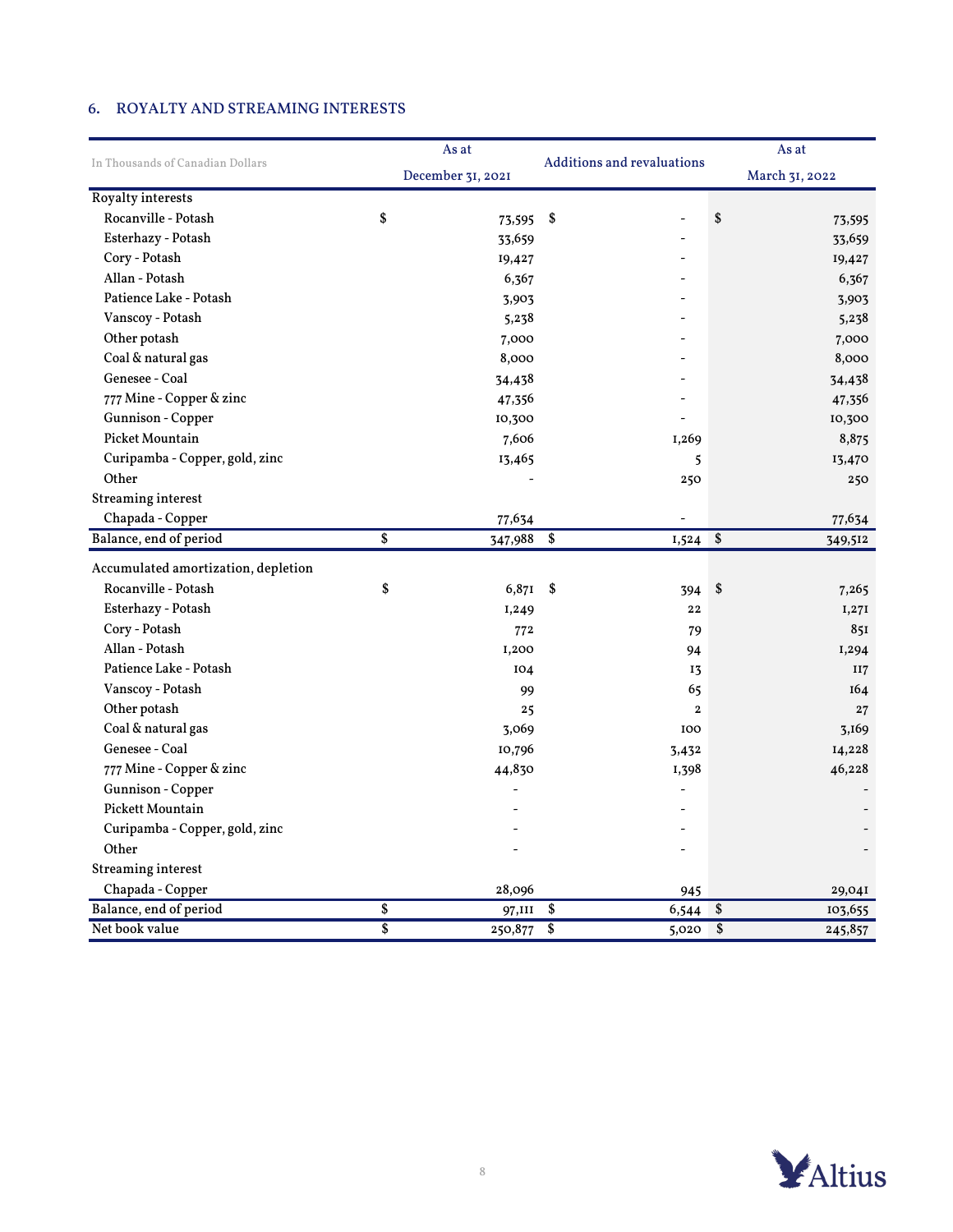## 6. ROYALTY AND STREAMING INTERESTS

| In Thousands of Canadian Dollars | As at December 31, 2021 | Additions and revaluations | As at March 31, 2022 |
|---|---|---|---|
| Royalty interests | | | |
| Rocanville - Potash | $ 73,595 | $ - | $ 73,595 |
| Esterhazy - Potash | 33,659 | - | 33,659 |
| Cory - Potash | 19,427 | - | 19,427 |
| Allan - Potash | 6,367 | - | 6,367 |
| Patience Lake - Potash | 3,903 | - | 3,903 |
| Vanscoy - Potash | 5,238 | - | 5,238 |
| Other potash | 7,000 | - | 7,000 |
| Coal & natural gas | 8,000 | - | 8,000 |
| Genesee - Coal | 34,438 | - | 34,438 |
| 777 Mine - Copper & zinc | 47,356 | - | 47,356 |
| Gunnison - Copper | 10,300 | - | 10,300 |
| Picket Mountain | 7,606 | 1,269 | 8,875 |
| Curipamba - Copper, gold, zinc | 13,465 | 5 | 13,470 |
| Other | - | 250 | 250 |
| Streaming interest | | | |
| Chapada - Copper | 77,634 | - | 77,634 |
| Balance, end of period | $ 347,988 | $ 1,524 | $ 349,512 |
| Accumulated amortization, depletion | | | |
| Rocanville - Potash | $ 6,871 | $ 394 | $ 7,265 |
| Esterhazy - Potash | 1,249 | 22 | 1,271 |
| Cory - Potash | 772 | 79 | 851 |
| Allan - Potash | 1,200 | 94 | 1,294 |
| Patience Lake - Potash | 104 | 13 | 117 |
| Vanscoy - Potash | 99 | 65 | 164 |
| Other potash | 25 | 2 | 27 |
| Coal & natural gas | 3,069 | 100 | 3,169 |
| Genesee - Coal | 10,796 | 3,432 | 14,228 |
| 777 Mine - Copper & zinc | 44,830 | 1,398 | 46,228 |
| Gunnison - Copper | - | - | - |
| Pickett Mountain | - | - | - |
| Curipamba - Copper, gold, zinc | - | - | - |
| Other | - | - | - |
| Streaming interest | | | |
| Chapada - Copper | 28,096 | 945 | 29,041 |
| Balance, end of period | $ 97,111 | $ 6,544 | $ 103,655 |
| Net book value | $ 250,877 | $ 5,020 | $ 245,857 |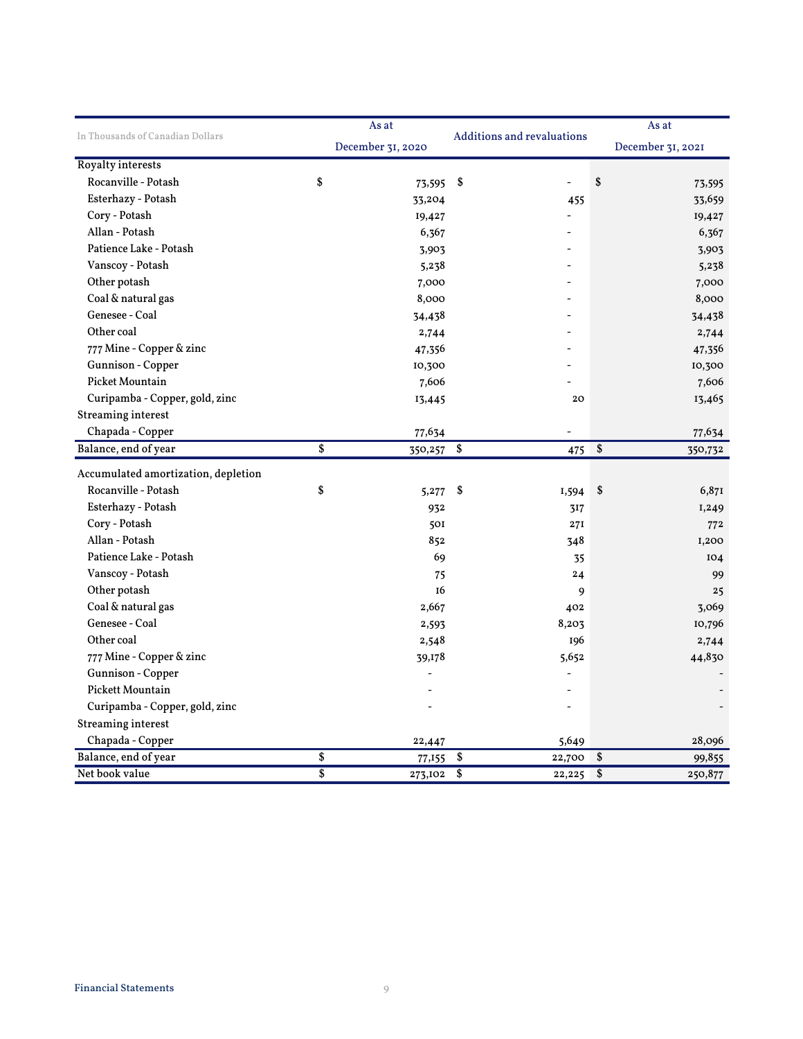| In Thousands of Canadian Dollars | As at December 31, 2020 | Additions and revaluations | As at December 31, 2021 |
|---|---|---|---|
| Royalty interests | | | |
| Rocanville - Potash | $ 73,595 | $ - | $ 73,595 |
| Esterhazy - Potash | 33,204 | 455 | 33,659 |
| Cory - Potash | 19,427 | - | 19,427 |
| Allan - Potash | 6,367 | - | 6,367 |
| Patience Lake - Potash | 3,903 | - | 3,903 |
| Vanscoy - Potash | 5,238 | - | 5,238 |
| Other potash | 7,000 | - | 7,000 |
| Coal & natural gas | 8,000 | - | 8,000 |
| Genesee - Coal | 34,438 | - | 34,438 |
| Other coal | 2,744 | - | 2,744 |
| 777 Mine - Copper & zinc | 47,356 | - | 47,356 |
| Gunnison - Copper | 10,300 | - | 10,300 |
| Picket Mountain | 7,606 | - | 7,606 |
| Curipamba - Copper, gold, zinc | 13,445 | 20 | 13,465 |
| Streaming interest | | | |
| Chapada - Copper | 77,634 | - | 77,634 |
| Balance, end of year | $ 350,257 | $ 475 | $ 350,732 |
| Accumulated amortization, depletion | | | |
| Rocanville - Potash | $ 5,277 | $ 1,594 | $ 6,871 |
| Esterhazy - Potash | 932 | 317 | 1,249 |
| Cory - Potash | 501 | 271 | 772 |
| Allan - Potash | 852 | 348 | 1,200 |
| Patience Lake - Potash | 69 | 35 | 104 |
| Vanscoy - Potash | 75 | 24 | 99 |
| Other potash | 16 | 9 | 25 |
| Coal & natural gas | 2,667 | 402 | 3,069 |
| Genesee - Coal | 2,593 | 8,203 | 10,796 |
| Other coal | 2,548 | 196 | 2,744 |
| 777 Mine - Copper & zinc | 39,178 | 5,652 | 44,830 |
| Gunnison - Copper | - | - | - |
| Pickett Mountain | - | - | - |
| Curipamba - Copper, gold, zinc | - | - | - |
| Streaming interest | | | |
| Chapada - Copper | 22,447 | 5,649 | 28,096 |
| Balance, end of year | $ 77,155 | $ 22,700 | $ 99,855 |
| Net book value | $ 273,102 | $ 22,225 | $ 250,877 |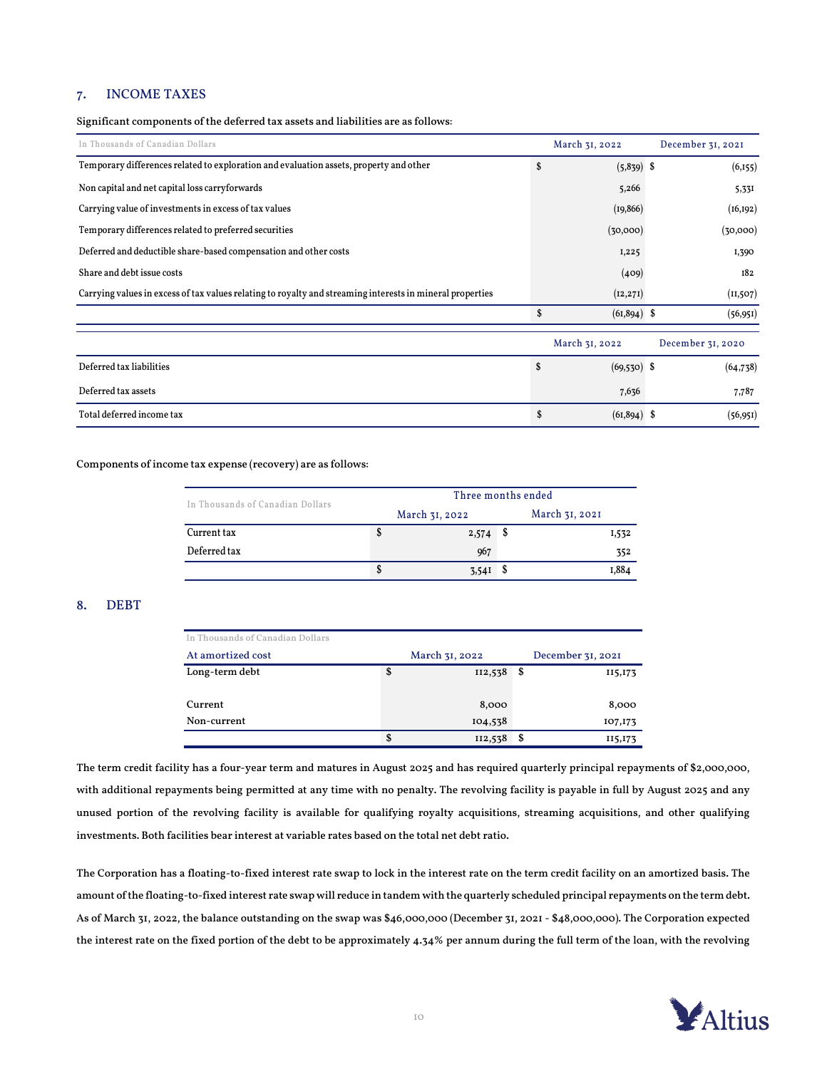## 7. INCOME TAXES

**Significant components of the deferred tax assets and liabilities are as follows:**

| In Thousands of Canadian Dollars | March 31, 2022 | December 31, 2021 |
|---|---|---|
| Temporary differences related to exploration and evaluation assets, property and other | $ (5,839) | $ (6,155) |
| Non capital and net capital loss carryforwards | 5,266 | 5,331 |
| Carrying value of investments in excess of tax values | (19,866) | (16,192) |
| Temporary differences related to preferred securities | (30,000) | (30,000) |
| Deferred and deductible share-based compensation and other costs | 1,225 | 1,390 |
| Share and debt issue costs | (409) | 182 |
| Carrying values in excess of tax values relating to royalty and streaming interests in mineral properties | (12,271) | (11,507) |
| | $ (61,894) | $ (56,951) |

| | March 31, 2022 | December 31, 2020 |
|---|---|---|
| Deferred tax liabilities | $ (69,530) | $ (64,738) |
| Deferred tax assets | 7,636 | 7,787 |
| Total deferred income tax | $ (61,894) | $ (56,951) |

**Components of income tax expense (recovery) are as follows:**

| In Thousands of Canadian Dollars | Three months ended | |
|---|---|---|
| | March 31, 2022 | March 31, 2021 |
| Current tax | $ 2,574 | $ 1,532 |
| Deferred tax | 967 | 352 |
| | $ 3,541 | $ 1,884 |

## 8. DEBT

| In Thousands of Canadian Dollars At amortized cost | March 31, 2022 | December 31, 2021 |
|---|---|---|
| Long-term debt | $ 112,538 | $ 115,173 |
| | | |
| Current | 8,000 | 8,000 |
| Non-current | 104,538 | 107,173 |
| | $ 112,538 | $ 115,173 |

The term credit facility has a four-year term and matures in August 2025 and has required quarterly principal repayments of $2,000,000, with additional repayments being permitted at any time with no penalty. The revolving facility is payable in full by August 2025 and any unused portion of the revolving facility is available for qualifying royalty acquisitions, streaming acquisitions, and other qualifying investments. Both facilities bear interest at variable rates based on the total net debt ratio.

The Corporation has a floating-to-fixed interest rate swap to lock in the interest rate on the term credit facility on an amortized basis. The amount of the floating-to-fixed interest rate swap will reduce in tandem with the quarterly scheduled principal repayments on the term debt. As of March 31, 2022, the balance outstanding on the swap was $46,000,000 (December 31, 2021 - $48,000,000). The Corporation expected the interest rate on the fixed portion of the debt to be approximately 4.34% per annum during the full term of the loan, with the revolving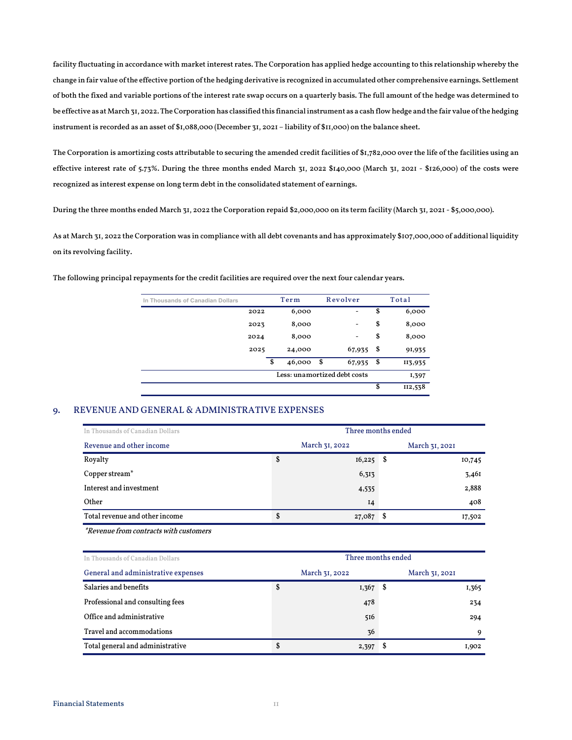facility fluctuating in accordance with market interest rates. The Corporation has applied hedge accounting to this relationship whereby the change in fair value of the effective portion of the hedging derivative is recognized in accumulated other comprehensive earnings. Settlement of both the fixed and variable portions of the interest rate swap occurs on a quarterly basis. The full amount of the hedge was determined to be effective as at March 31, 2022. The Corporation has classified this financial instrument as a cash flow hedge and the fair value of the hedging instrument is recorded as an asset of $1,088,000 (December 31, 2021 – liability of $11,000) on the balance sheet.

The Corporation is amortizing costs attributable to securing the amended credit facilities of $1,782,000 over the life of the facilities using an effective interest rate of 5.73%. During the three months ended March 31, 2022 $140,000 (March 31, 2021 - $126,000) of the costs were recognized as interest expense on long term debt in the consolidated statement of earnings.

During the three months ended March 31, 2022 the Corporation repaid $2,000,000 on its term facility (March 31, 2021 - $5,000,000).

As at March 31, 2022 the Corporation was in compliance with all debt covenants and has approximately $107,000,000 of additional liquidity on its revolving facility.

The following principal repayments for the credit facilities are required over the next four calendar years.

| In Thousands of Canadian Dollars | Term | Revolver | Total |
|---|---|---|---|
| 2022 | 6,000 | - | $ 6,000 |
| 2023 | 8,000 | - | $ 8,000 |
| 2024 | 8,000 | - | $ 8,000 |
| 2025 | 24,000 | 67,935 | $ 91,935 |
| | $ 46,000 | $ 67,935 | $ 113,935 |
| | Less: unamortized debt costs | | 1,397 |
| | | | $ 112,538 |

## 9. REVENUE AND GENERAL & ADMINISTRATIVE EXPENSES

| In Thousands of Canadian Dollars | Three months ended | |
|---|---|---|
| Revenue and other income | March 31, 2022 | March 31, 2021 |
| Royalty | $ 16,225 | $ 10,745 |
| Copper stream* | 6,313 | 3,461 |
| Interest and investment | 4,535 | 2,888 |
| Other | 14 | 408 |
| Total revenue and other income | $ 27,087 | $ 17,502 |

*\*Revenue from contracts with customers*

| In Thousands of Canadian Dollars | Three months ended | |
|---|---|---|
| General and administrative expenses | March 31, 2022 | March 31, 2021 |
| Salaries and benefits | $ 1,367 | $ 1,365 |
| Professional and consulting fees | 478 | 234 |
| Office and administrative | 516 | 294 |
| Travel and accommodations | 36 | 9 |
| Total general and administrative | $ 2,397 | $ 1,902 |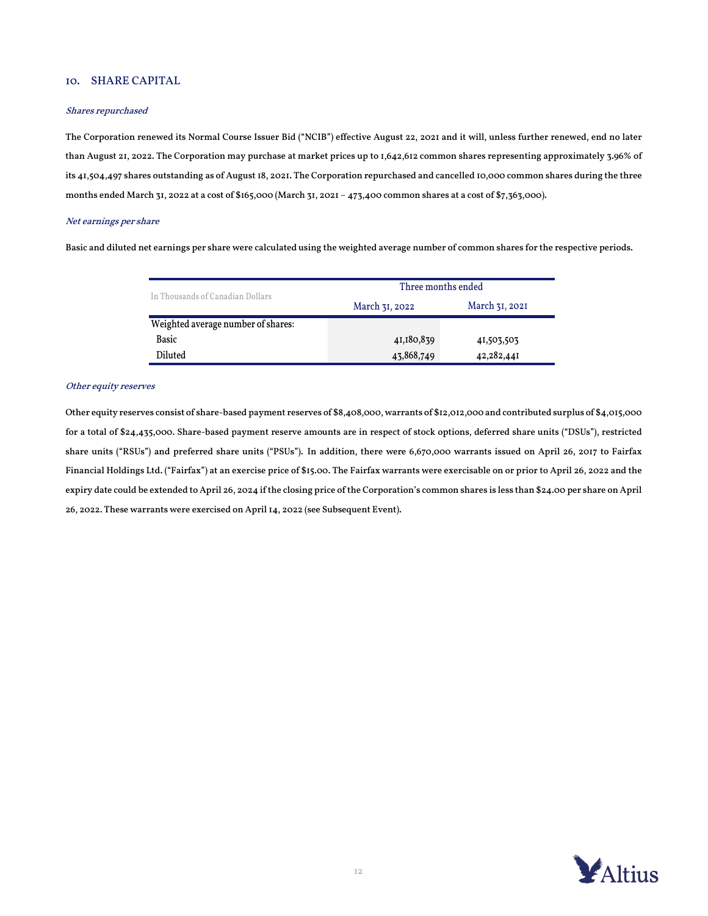## 10. SHARE CAPITAL

*Shares repurchased*

The Corporation renewed its Normal Course Issuer Bid ("NCIB") effective August 22, 2021 and it will, unless further renewed, end no later than August 21, 2022. The Corporation may purchase at market prices up to 1,642,612 common shares representing approximately 3.96% of its 41,504,497 shares outstanding as of August 18, 2021. The Corporation repurchased and cancelled 10,000 common shares during the three months ended March 31, 2022 at a cost of $165,000 (March 31, 2021 – 473,400 common shares at a cost of $7,363,000).

*Net earnings per share*

Basic and diluted net earnings per share were calculated using the weighted average number of common shares for the respective periods.

| In Thousands of Canadian Dollars | Three months ended | |
|---|---|---|
| | March 31, 2022 | March 31, 2021 |
| Weighted average number of shares: | | |
| Basic | 41,180,839 | 41,503,503 |
| Diluted | 43,868,749 | 42,282,441 |

*Other equity reserves*

Other equity reserves consist of share-based payment reserves of $8,408,000, warrants of $12,012,000 and contributed surplus of $4,015,000 for a total of $24,435,000. Share-based payment reserve amounts are in respect of stock options, deferred share units ("DSUs"), restricted share units ("RSUs") and preferred share units ("PSUs"). In addition, there were 6,670,000 warrants issued on April 26, 2017 to Fairfax Financial Holdings Ltd. ("Fairfax") at an exercise price of $15.00. The Fairfax warrants were exercisable on or prior to April 26, 2022 and the expiry date could be extended to April 26, 2024 if the closing price of the Corporation's common shares is less than $24.00 per share on April 26, 2022. These warrants were exercised on April 14, 2022 (see Subsequent Event).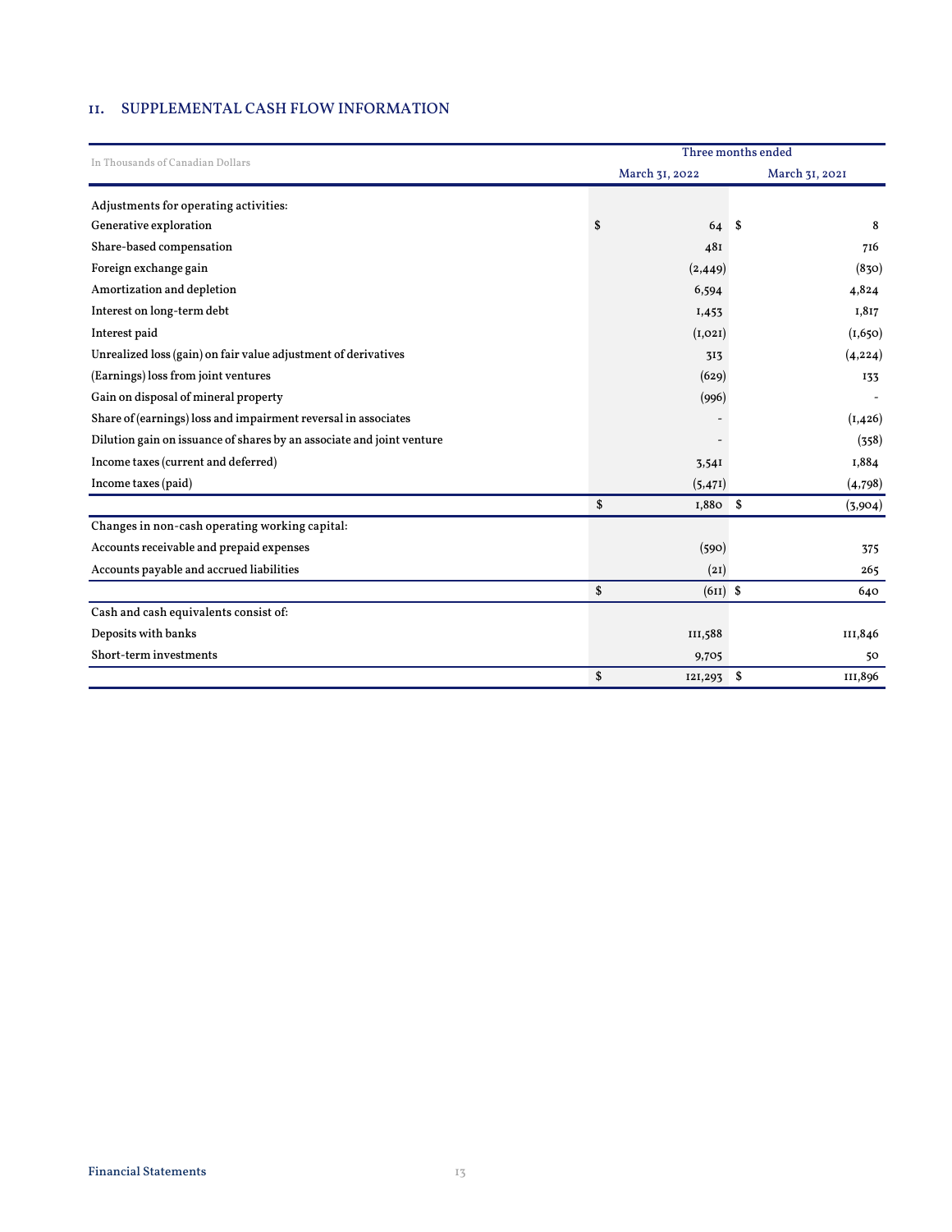## 11. SUPPLEMENTAL CASH FLOW INFORMATION

| In Thousands of Canadian Dollars | Three months ended | |
|---|---|---|
| | March 31, 2022 | March 31, 2021 |
| Adjustments for operating activities: | | |
| Generative exploration | $ 64 | $ 8 |
| Share-based compensation | 481 | 716 |
| Foreign exchange gain | (2,449) | (830) |
| Amortization and depletion | 6,594 | 4,824 |
| Interest on long-term debt | 1,453 | 1,817 |
| Interest paid | (1,021) | (1,650) |
| Unrealized loss (gain) on fair value adjustment of derivatives | 313 | (4,224) |
| (Earnings) loss from joint ventures | (629) | 133 |
| Gain on disposal of mineral property | (996) | - |
| Share of (earnings) loss and impairment reversal in associates | - | (1,426) |
| Dilution gain on issuance of shares by an associate and joint venture | - | (358) |
| Income taxes (current and deferred) | 3,541 | 1,884 |
| Income taxes (paid) | (5,471) | (4,798) |
| | $ 1,880 | $ (3,904) |
| Changes in non-cash operating working capital: | | |
| Accounts receivable and prepaid expenses | (590) | 375 |
| Accounts payable and accrued liabilities | (21) | 265 |
| | $ (611) | $ 640 |
| Cash and cash equivalents consist of: | | |
| Deposits with banks | 111,588 | 111,846 |
| Short-term investments | 9,705 | 50 |
| | $ 121,293 | $ 111,896 |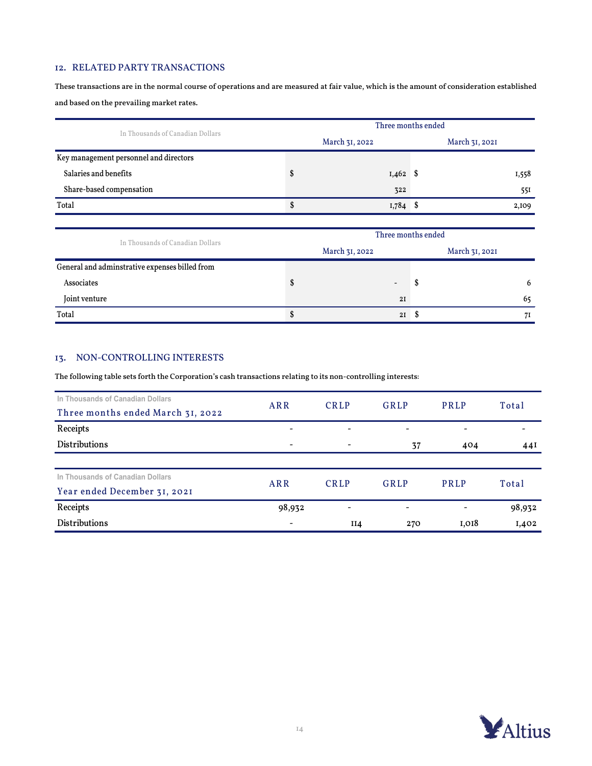## 12. RELATED PARTY TRANSACTIONS

These transactions are in the normal course of operations and are measured at fair value, which is the amount of consideration established and based on the prevailing market rates.

| In Thousands of Canadian Dollars | Three months ended | |
|---|---|---|
| | March 31, 2022 | March 31, 2021 |
| Key management personnel and directors | | |
| Salaries and benefits | $ 1,462 | $ 1,558 |
| Share-based compensation | 322 | 551 |
| Total | $ 1,784 | $ 2,109 |

| In Thousands of Canadian Dollars | Three months ended | |
|---|---|---|
| | March 31, 2022 | March 31, 2021 |
| General and adminstrative expenses billed from | | |
| Associates | $ - | $ 6 |
| Joint venture | 21 | 65 |
| Total | $ 21 | $ 71 |

## 13. NON-CONTROLLING INTERESTS

The following table sets forth the Corporation's cash transactions relating to its non-controlling interests:

| In Thousands of Canadian Dollars<br>Three months ended March 31, 2022 | ARR | CRLP | GRLP | PRLP | Total |
|---|---|---|---|---|---|
| Receipts | - | - | - | - | - |
| Distributions | - | - | 37 | 404 | 441 |

| In Thousands of Canadian Dollars<br>Year ended December 31, 2021 | ARR | CRLP | GRLP | PRLP | Total |
|---|---|---|---|---|---|
| Receipts | 98,932 | - | - | - | 98,932 |
| Distributions | - | 114 | 270 | 1,018 | 1,402 |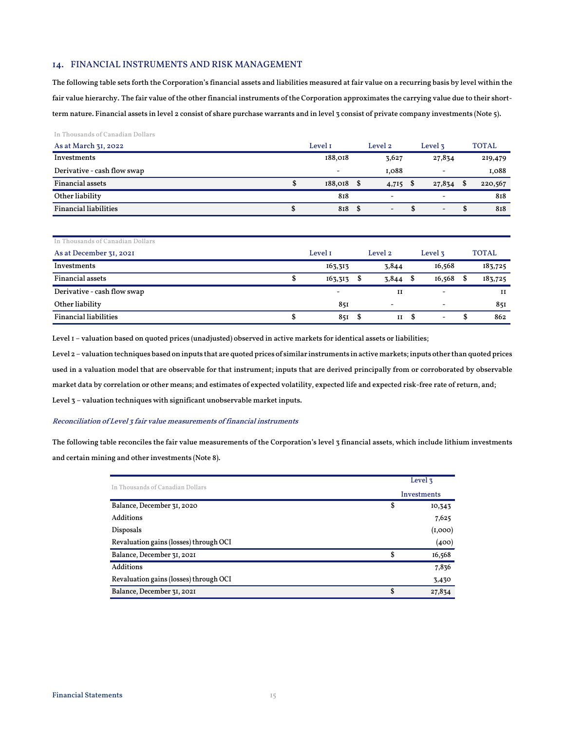## 14. FINANCIAL INSTRUMENTS AND RISK MANAGEMENT

The following table sets forth the Corporation's financial assets and liabilities measured at fair value on a recurring basis by level within the fair value hierarchy. The fair value of the other financial instruments of the Corporation approximates the carrying value due to their short-term nature. Financial assets in level 2 consist of share purchase warrants and in level 3 consist of private company investments (Note 5).

In Thousands of Canadian Dollars

| As at March 31, 2022 | Level 1 | Level 2 | Level 3 | TOTAL |
|---|---|---|---|---|
| Investments | 188,018 | 3,627 | 27,834 | 219,479 |
| Derivative - cash flow swap | - | 1,088 | - | 1,088 |
| Financial assets | $ 188,018 | $ 4,715 | $ 27,834 | $ 220,567 |
| Other liability | 818 | - | - | 818 |
| Financial liabilities | $ 818 | $ - | $ - | $ 818 |

In Thousands of Canadian Dollars

| As at December 31, 2021 | Level 1 | Level 2 | Level 3 | TOTAL |
|---|---|---|---|---|
| Investments | 163,313 | 3,844 | 16,568 | 183,725 |
| Financial assets | $ 163,313 | $ 3,844 | $ 16,568 | $ 183,725 |
| Derivative - cash flow swap | - | 11 | - | 11 |
| Other liability | 851 | - | - | 851 |
| Financial liabilities | $ 851 | $ 11 | $ - | $ 862 |

Level 1 – valuation based on quoted prices (unadjusted) observed in active markets for identical assets or liabilities;

Level 2 – valuation techniques based on inputs that are quoted prices of similar instruments in active markets; inputs other than quoted prices used in a valuation model that are observable for that instrument; inputs that are derived principally from or corroborated by observable market data by correlation or other means; and estimates of expected volatility, expected life and expected risk-free rate of return, and;

Level 3 – valuation techniques with significant unobservable market inputs.

*Reconciliation of Level 3 fair value measurements of financial instruments*

The following table reconciles the fair value measurements of the Corporation's level 3 financial assets, which include lithium investments and certain mining and other investments (Note 8).

| In Thousands of Canadian Dollars | Level 3 Investments |
|---|---|
| Balance, December 31, 2020 | $ 10,343 |
| Additions | 7,625 |
| Disposals | (1,000) |
| Revaluation gains (losses) through OCI | (400) |
| Balance, December 31, 2021 | $ 16,568 |
| Additions | 7,836 |
| Revaluation gains (losses) through OCI | 3,430 |
| Balance, December 31, 2021 | $ 27,834 |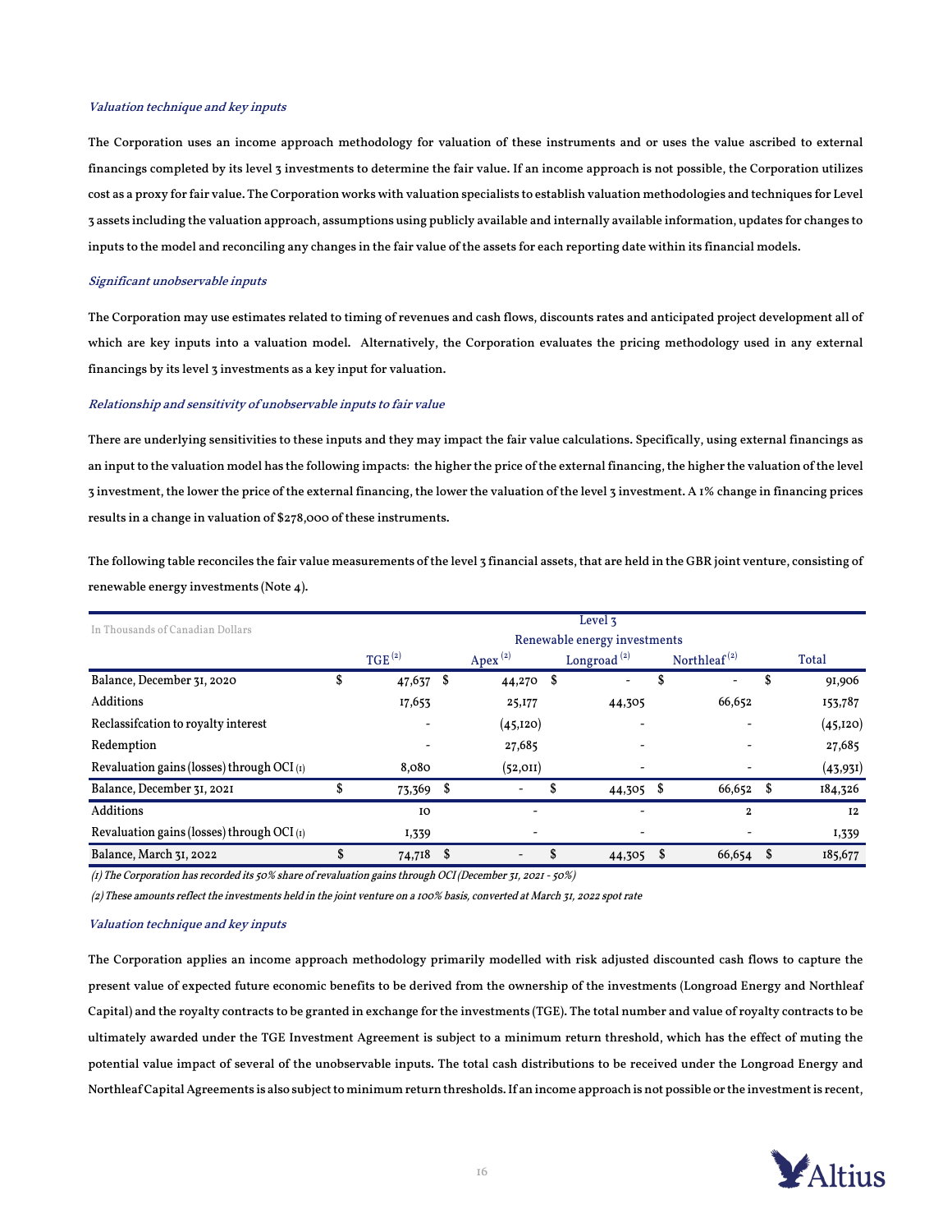*Valuation technique and key inputs*

The Corporation uses an income approach methodology for valuation of these instruments and or uses the value ascribed to external financings completed by its level 3 investments to determine the fair value. If an income approach is not possible, the Corporation utilizes cost as a proxy for fair value. The Corporation works with valuation specialists to establish valuation methodologies and techniques for Level 3 assets including the valuation approach, assumptions using publicly available and internally available information, updates for changes to inputs to the model and reconciling any changes in the fair value of the assets for each reporting date within its financial models.

*Significant unobservable inputs*

The Corporation may use estimates related to timing of revenues and cash flows, discounts rates and anticipated project development all of which are key inputs into a valuation model. Alternatively, the Corporation evaluates the pricing methodology used in any external financings by its level 3 investments as a key input for valuation.

*Relationship and sensitivity of unobservable inputs to fair value*

There are underlying sensitivities to these inputs and they may impact the fair value calculations. Specifically, using external financings as an input to the valuation model has the following impacts: the higher the price of the external financing, the higher the valuation of the level 3 investment, the lower the price of the external financing, the lower the valuation of the level 3 investment. A 1% change in financing prices results in a change in valuation of $278,000 of these instruments.

The following table reconciles the fair value measurements of the level 3 financial assets, that are held in the GBR joint venture, consisting of renewable energy investments (Note 4).

| In Thousands of Canadian Dollars | Level 3 Renewable energy investments | | | | |
|---|---|---|---|---|---|
| | TGE (2) | Apex (2) | Longroad (2) | Northleaf (2) | Total |
| Balance, December 31, 2020 | $ 47,637 | $ 44,270 | $ - | $ - | $ 91,906 |
| Additions | 17,653 | 25,177 | 44,305 | 66,652 | 153,787 |
| Reclassifcation to royalty interest | - | (45,120) | - | - | (45,120) |
| Redemption | - | 27,685 | - | - | 27,685 |
| Revaluation gains (losses) through OCI (1) | 8,080 | (52,011) | - | - | (43,931) |
| Balance, December 31, 2021 | $ 73,369 | $ - | $ 44,305 | $ 66,652 | $ 184,326 |
| Additions | 10 | - | - | 2 | 12 |
| Revaluation gains (losses) through OCI (1) | 1,339 | - | - | - | 1,339 |
| Balance, March 31, 2022 | $ 74,718 | $ - | $ 44,305 | $ 66,654 | $ 185,677 |

*(1) The Corporation has recorded its 50% share of revaluation gains through OCI (December 31, 2021 - 50%)*

*(2) These amounts reflect the investments held in the joint venture on a 100% basis, converted at March 31, 2022 spot rate*

*Valuation technique and key inputs*

The Corporation applies an income approach methodology primarily modelled with risk adjusted discounted cash flows to capture the present value of expected future economic benefits to be derived from the ownership of the investments (Longroad Energy and Northleaf Capital) and the royalty contracts to be granted in exchange for the investments (TGE). The total number and value of royalty contracts to be ultimately awarded under the TGE Investment Agreement is subject to a minimum return threshold, which has the effect of muting the potential value impact of several of the unobservable inputs. The total cash distributions to be received under the Longroad Energy and Northleaf Capital Agreements is also subject to minimum return thresholds. If an income approach is not possible or the investment is recent,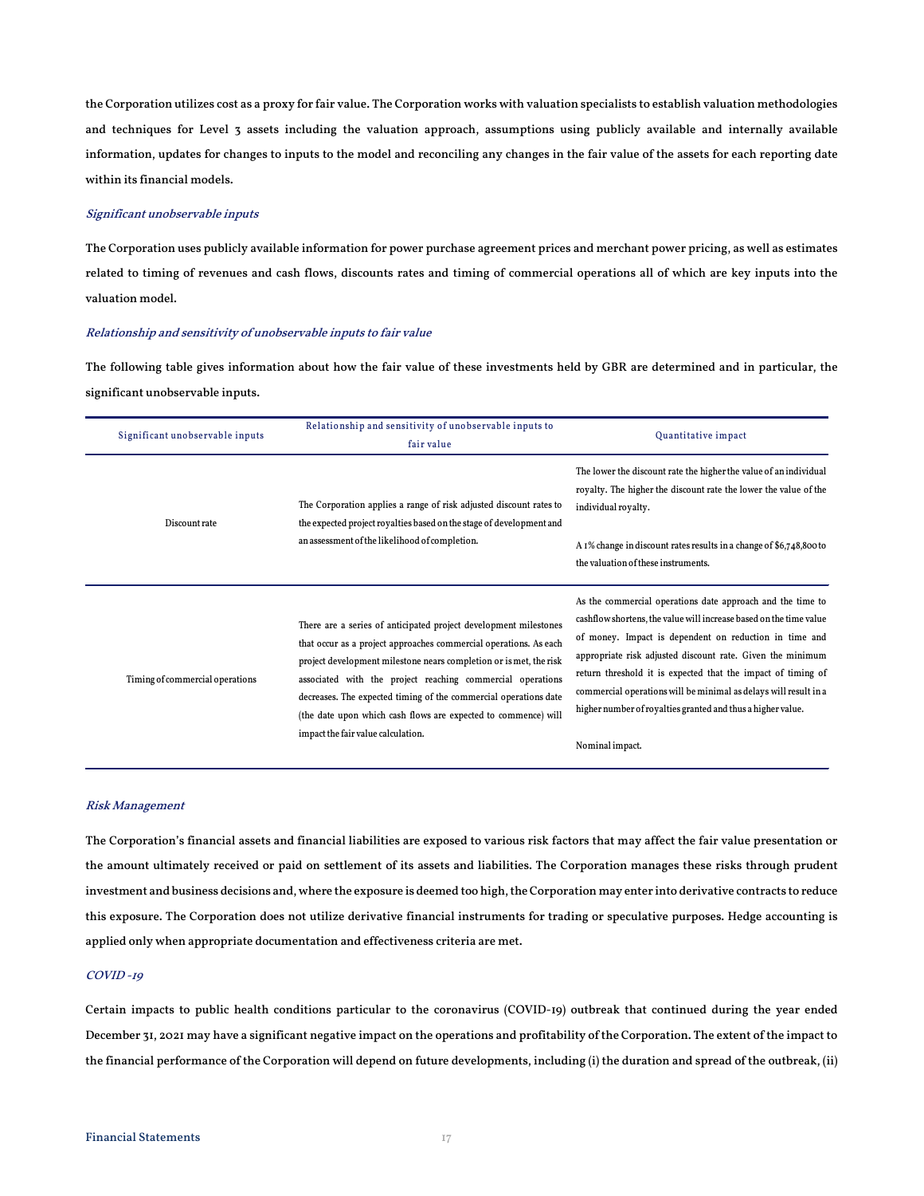the Corporation utilizes cost as a proxy for fair value. The Corporation works with valuation specialists to establish valuation methodologies and techniques for Level 3 assets including the valuation approach, assumptions using publicly available and internally available information, updates for changes to inputs to the model and reconciling any changes in the fair value of the assets for each reporting date within its financial models.

*Significant unobservable inputs*

The Corporation uses publicly available information for power purchase agreement prices and merchant power pricing, as well as estimates related to timing of revenues and cash flows, discounts rates and timing of commercial operations all of which are key inputs into the valuation model.

*Relationship and sensitivity of unobservable inputs to fair value*

The following table gives information about how the fair value of these investments held by GBR are determined and in particular, the significant unobservable inputs.

| Significant unobservable inputs | Relationship and sensitivity of unobservable inputs to fair value | Quantitative impact |
|---|---|---|
| Discount rate | The Corporation applies a range of risk adjusted discount rates to the expected project royalties based on the stage of development and an assessment of the likelihood of completion. | The lower the discount rate the higher the value of an individual royalty. The higher the discount rate the lower the value of the individual royalty.<br><br>A 1% change in discount rates results in a change of $6,748,800 to the valuation of these instruments. |
| Timing of commercial operations | There are a series of anticipated project development milestones that occur as a project approaches commercial operations. As each project development milestone nears completion or is met, the risk associated with the project reaching commercial operations decreases. The expected timing of the commercial operations date (the date upon which cash flows are expected to commence) will impact the fair value calculation. | As the commercial operations date approach and the time to cashflow shortens, the value will increase based on the time value of money. Impact is dependent on reduction in time and appropriate risk adjusted discount rate. Given the minimum return threshold it is expected that the impact of timing of commercial operations will be minimal as delays will result in a higher number of royalties granted and thus a higher value.<br><br>Nominal impact. |

*Risk Management*

The Corporation's financial assets and financial liabilities are exposed to various risk factors that may affect the fair value presentation or the amount ultimately received or paid on settlement of its assets and liabilities. The Corporation manages these risks through prudent investment and business decisions and, where the exposure is deemed too high, the Corporation may enter into derivative contracts to reduce this exposure. The Corporation does not utilize derivative financial instruments for trading or speculative purposes. Hedge accounting is applied only when appropriate documentation and effectiveness criteria are met.

*COVID -19*

Certain impacts to public health conditions particular to the coronavirus (COVID-19) outbreak that continued during the year ended December 31, 2021 may have a significant negative impact on the operations and profitability of the Corporation. The extent of the impact to the financial performance of the Corporation will depend on future developments, including (i) the duration and spread of the outbreak, (ii)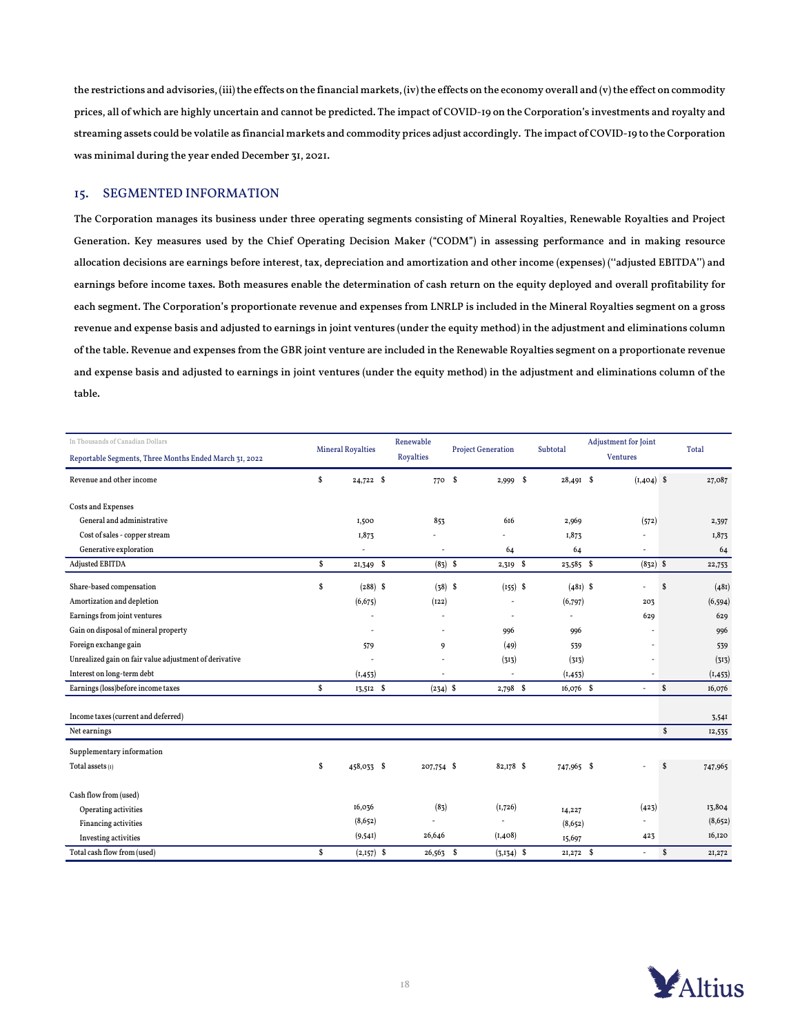the restrictions and advisories, (iii) the effects on the financial markets, (iv) the effects on the economy overall and (v) the effect on commodity prices, all of which are highly uncertain and cannot be predicted. The impact of COVID-19 on the Corporation's investments and royalty and streaming assets could be volatile as financial markets and commodity prices adjust accordingly. The impact of COVID-19 to the Corporation was minimal during the year ended December 31, 2021.

## 15. SEGMENTED INFORMATION

The Corporation manages its business under three operating segments consisting of Mineral Royalties, Renewable Royalties and Project Generation. Key measures used by the Chief Operating Decision Maker ("CODM") in assessing performance and in making resource allocation decisions are earnings before interest, tax, depreciation and amortization and other income (expenses) ("adjusted EBITDA") and earnings before income taxes. Both measures enable the determination of cash return on the equity deployed and overall profitability for each segment. The Corporation's proportionate revenue and expenses from LNRLP is included in the Mineral Royalties segment on a gross revenue and expense basis and adjusted to earnings in joint ventures (under the equity method) in the adjustment and eliminations column of the table. Revenue and expenses from the GBR joint venture are included in the Renewable Royalties segment on a proportionate revenue and expense basis and adjusted to earnings in joint ventures (under the equity method) in the adjustment and eliminations column of the table.

| In Thousands of Canadian Dollars<br>Reportable Segments, Three Months Ended March 31, 2022 | Mineral Royalties | Renewable Royalties | Project Generation | Subtotal | Adjustment for Joint Ventures | Total |
|---|---|---|---|---|---|---|
| Revenue and other income | $ 24,722 | $ 770 | $ 2,999 | $ 28,491 | $ (1,404) | $ 27,087 |
| Costs and Expenses | | | | | | |
| General and administrative | 1,500 | 853 | 616 | 2,969 | (572) | 2,397 |
| Cost of sales - copper stream | 1,873 | - | - | 1,873 | - | 1,873 |
| Generative exploration | - | - | 64 | 64 | - | 64 |
| Adjusted EBITDA | $ 21,349 | $ (83) | $ 2,319 | $ 23,585 | $ (832) | $ 22,753 |
| Share-based compensation | $ (288) | $ (38) | $ (155) | $ (481) | $ - | $ (481) |
| Amortization and depletion | (6,675) | (122) | - | (6,797) | 203 | (6,594) |
| Earnings from joint ventures | - | - | - | - | 629 | 629 |
| Gain on disposal of mineral property | - | - | 996 | 996 | - | 996 |
| Foreign exchange gain | 579 | 9 | (49) | 539 | - | 539 |
| Unrealized gain on fair value adjustment of derivative | - | - | (313) | (313) | - | (313) |
| Interest on long-term debt | (1,453) | - | - | (1,453) | - | (1,453) |
| Earnings (loss)before income taxes | $ 13,512 | $ (234) | $ 2,798 | $ 16,076 | $ - | $ 16,076 |
| Income taxes (current and deferred) | | | | | | 3,541 |
| Net earnings | | | | | | $ 12,535 |
| Supplementary information | | | | | | |
| Total assets (1) | $ 458,033 | $ 207,754 | $ 82,178 | $ 747,965 | $ - | $ 747,965 |
| Cash flow from (used) | | | | | | |
| Operating activities | 16,036 | (83) | (1,726) | 14,227 | (423) | 13,804 |
| Financing activities | (8,652) | - | - | (8,652) | - | (8,652) |
| Investing activities | (9,541) | 26,646 | (1,408) | 15,697 | 423 | 16,120 |
| Total cash flow from (used) | $ (2,157) | $ 26,565 | $ (3,134) | $ 21,272 | $ - | $ 21,272 |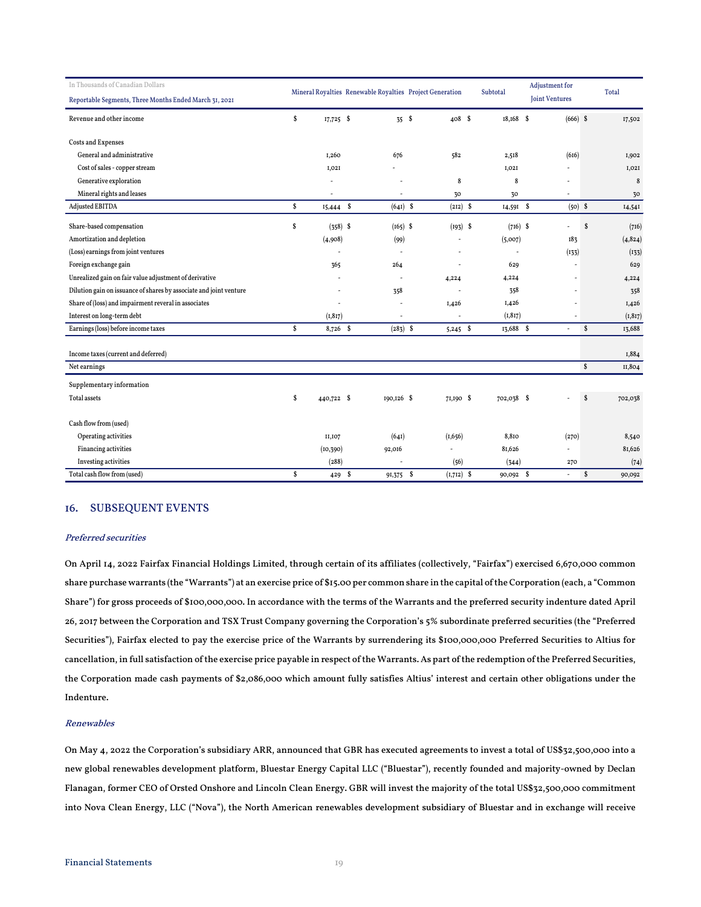| In Thousands of Canadian Dollars<br>Reportable Segments, Three Months Ended March 31, 2021 | Mineral Royalties | Renewable Royalties | Project Generation | Subtotal | Adjustment for Joint Ventures | Total |
|---|---|---|---|---|---|---|
| Revenue and other income | $ 17,725 | $ 35 | $ 408 | $ 18,168 | $ (666) | $ 17,502 |
| Costs and Expenses | | | | | | |
| General and administrative | 1,260 | 676 | 582 | 2,518 | (616) | 1,902 |
| Cost of sales - copper stream | 1,021 | - | | 1,021 | - | 1,021 |
| Generative exploration | - | - | 8 | 8 | - | 8 |
| Mineral rights and leases | - | - | 30 | 30 | - | 30 |
| Adjusted EBITDA | $ 15,444 | $ (641) | $ (212) | $ 14,591 | $ (50) | $ 14,541 |
| Share-based compensation | $ (358) | $ (165) | $ (193) | $ (716) | $ - | $ (716) |
| Amortization and depletion | (4,908) | (99) | - | (5,007) | 183 | (4,824) |
| (Loss) earnings from joint ventures | - | - | - | - | (133) | (133) |
| Foreign exchange gain | 365 | 264 | - | 629 | - | 629 |
| Unrealized gain on fair value adjustment of derivative | - | - | 4,224 | 4,224 | - | 4,224 |
| Dilution gain on issuance of shares by associate and joint venture | - | 358 | - | 358 | - | 358 |
| Share of (loss) and impairment reveral in associates | - | - | 1,426 | 1,426 | - | 1,426 |
| Interest on long-term debt | (1,817) | - | - | (1,817) | - | (1,817) |
| Earnings (loss) before income taxes | $ 8,726 | $ (283) | $ 5,245 | $ 13,688 | $ - | $ 13,688 |
| Income taxes (current and deferred) | | | | | | 1,884 |
| Net earnings | | | | | | $ 11,804 |
| Supplementary information | | | | | | |
| Total assets | $ 440,722 | $ 190,126 | $ 71,190 | $ 702,038 | $ - | $ 702,038 |
| Cash flow from (used) | | | | | | |
| Operating activities | 11,107 | (641) | (1,656) | 8,810 | (270) | 8,540 |
| Financing activities | (10,390) | 92,016 | - | 81,626 | - | 81,626 |
| Investing activities | (288) | - | (56) | (344) | 270 | (74) |
| Total cash flow from (used) | $ 429 | $ 91,375 | $ (1,712) | $ 90,092 | $ - | $ 90,092 |

## 16. SUBSEQUENT EVENTS

### *Preferred securities*

On April 14, 2022 Fairfax Financial Holdings Limited, through certain of its affiliates (collectively, "Fairfax") exercised 6,670,000 common share purchase warrants (the "Warrants") at an exercise price of $15.00 per common share in the capital of the Corporation (each, a "Common Share") for gross proceeds of $100,000,000. In accordance with the terms of the Warrants and the preferred security indenture dated April 26, 2017 between the Corporation and TSX Trust Company governing the Corporation's 5% subordinate preferred securities (the "Preferred Securities"), Fairfax elected to pay the exercise price of the Warrants by surrendering its $100,000,000 Preferred Securities to Altius for cancellation, in full satisfaction of the exercise price payable in respect of the Warrants. As part of the redemption of the Preferred Securities, the Corporation made cash payments of $2,086,000 which amount fully satisfies Altius' interest and certain other obligations under the Indenture.

### *Renewables*

On May 4, 2022 the Corporation's subsidiary ARR, announced that GBR has executed agreements to invest a total of US$32,500,000 into a new global renewables development platform, Bluestar Energy Capital LLC ("Bluestar"), recently founded and majority-owned by Declan Flanagan, former CEO of Orsted Onshore and Lincoln Clean Energy. GBR will invest the majority of the total US$32,500,000 commitment into Nova Clean Energy, LLC ("Nova"), the North American renewables development subsidiary of Bluestar and in exchange will receive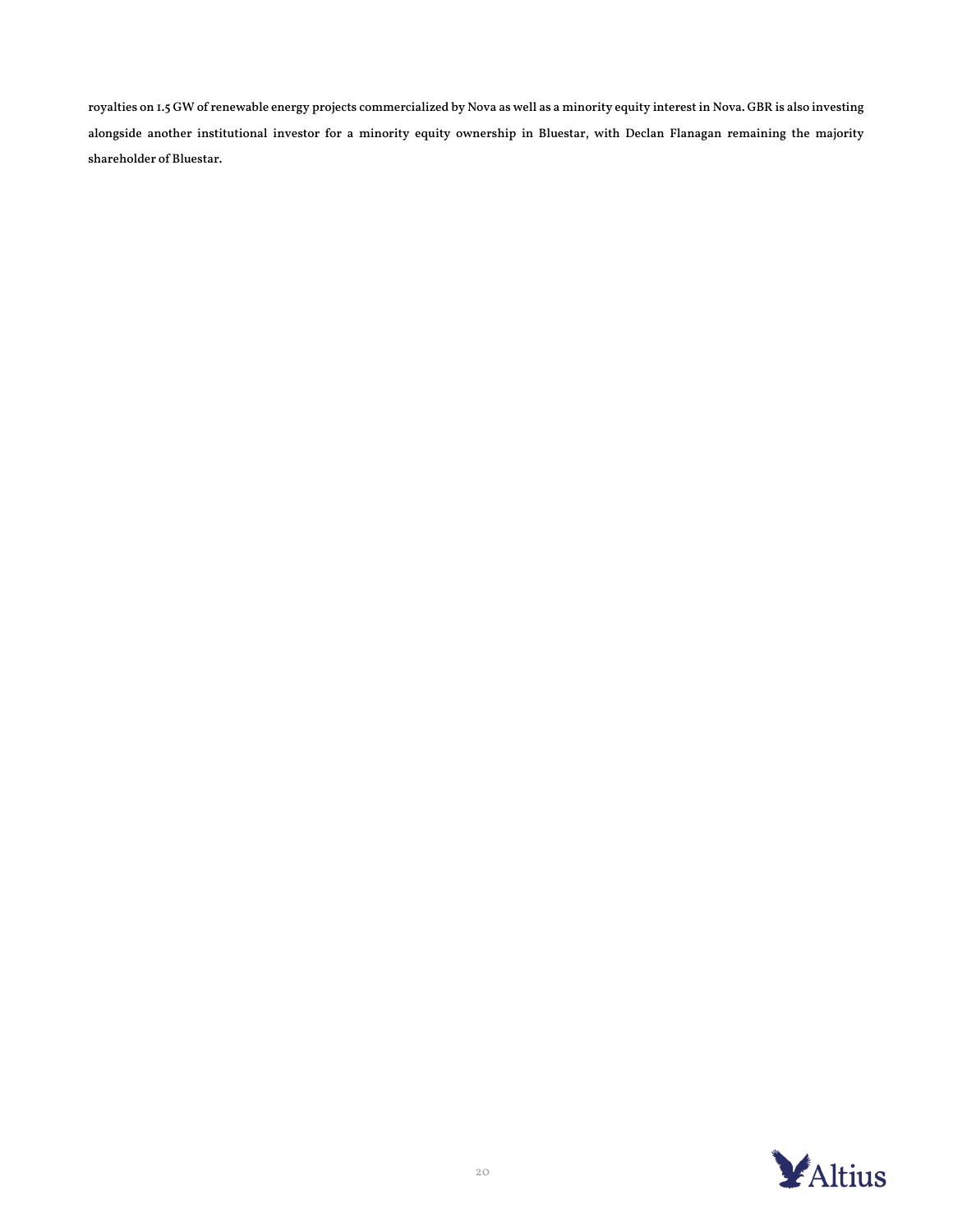royalties on 1.5 GW of renewable energy projects commercialized by Nova as well as a minority equity interest in Nova. GBR is also investing alongside another institutional investor for a minority equity ownership in Bluestar, with Declan Flanagan remaining the majority shareholder of Bluestar.